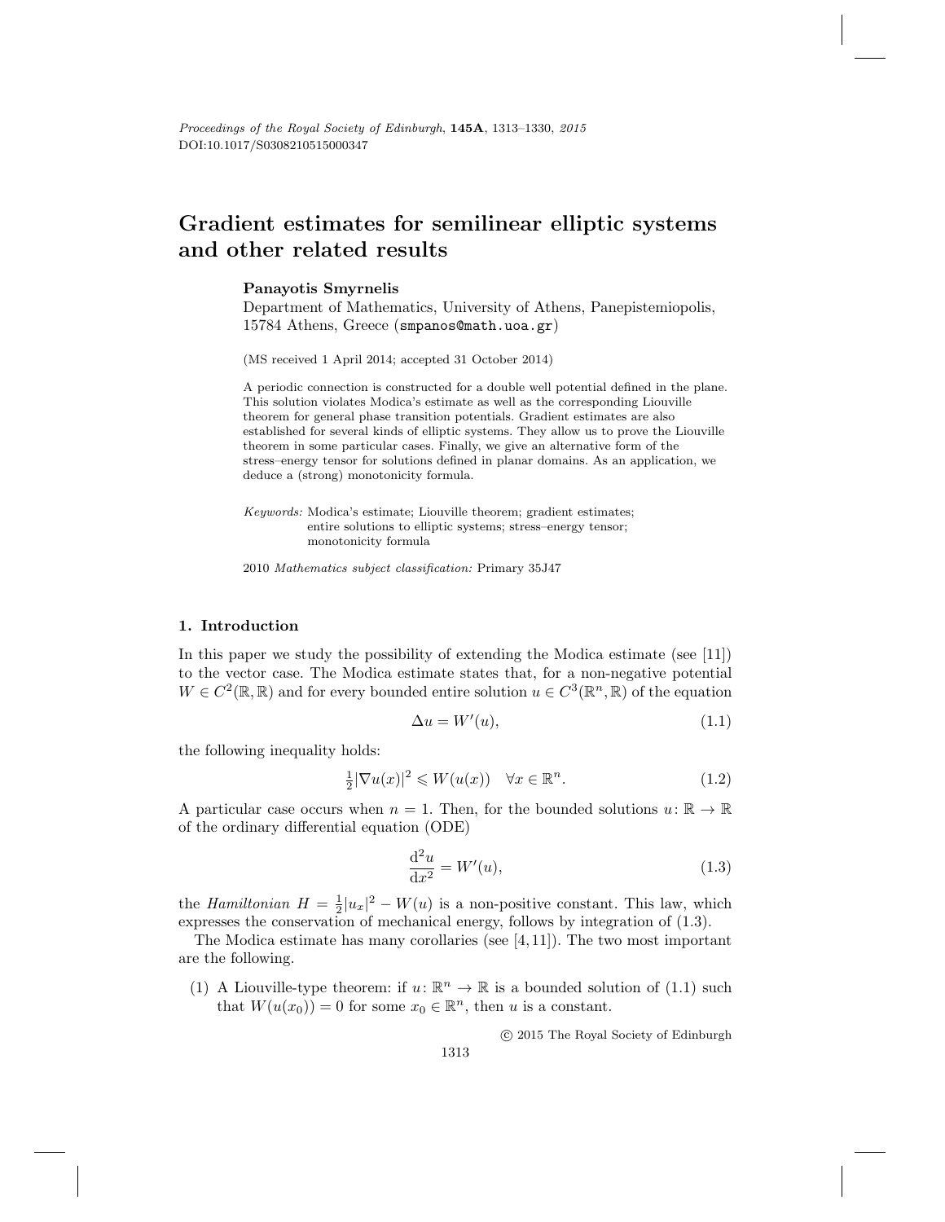Proceedings of the Royal Society of Edinburgh, **145A**, 1313–1330, 2015
DOI:10.1017/S0308210515000347

# Gradient estimates for semilinear elliptic systems and other related results

**Panayotis Smyrnelis**
Department of Mathematics, University of Athens, Panepistemiopolis, 15784 Athens, Greece (smpanos@math.uoa.gr)

(MS received 1 April 2014; accepted 31 October 2014)

A periodic connection is constructed for a double well potential defined in the plane. This solution violates Modica's estimate as well as the corresponding Liouville theorem for general phase transition potentials. Gradient estimates are also established for several kinds of elliptic systems. They allow us to prove the Liouville theorem in some particular cases. Finally, we give an alternative form of the stress–energy tensor for solutions defined in planar domains. As an application, we deduce a (strong) monotonicity formula.

*Keywords:* Modica's estimate; Liouville theorem; gradient estimates; entire solutions to elliptic systems; stress–energy tensor; monotonicity formula

2010 *Mathematics subject classification:* Primary 35J47

## 1. Introduction

In this paper we study the possibility of extending the Modica estimate (see [11]) to the vector case. The Modica estimate states that, for a non-negative potential $W \in C^2(\mathbb{R}, \mathbb{R})$ and for every bounded entire solution $u \in C^3(\mathbb{R}^n, \mathbb{R})$ of the equation

$$\Delta u = W'(u), \tag{1.1}$$

the following inequality holds:

$$\tfrac{1}{2}|\nabla u(x)|^2 \leqslant W(u(x)) \quad \forall x \in \mathbb{R}^n. \tag{1.2}$$

A particular case occurs when $n = 1$. Then, for the bounded solutions $u\colon \mathbb{R} \to \mathbb{R}$ of the ordinary differential equation (ODE)

$$\frac{\mathrm{d}^2 u}{\mathrm{d}x^2} = W'(u), \tag{1.3}$$

the *Hamiltonian* $H = \frac{1}{2}|u_x|^2 - W(u)$ is a non-positive constant. This law, which expresses the conservation of mechanical energy, follows by integration of (1.3).

The Modica estimate has many corollaries (see [4, 11]). The two most important are the following.

(1) A Liouville-type theorem: if $u\colon \mathbb{R}^n \to \mathbb{R}$ is a bounded solution of (1.1) such that $W(u(x_0)) = 0$ for some $x_0 \in \mathbb{R}^n$, then $u$ is a constant.

© 2015 The Royal Society of Edinburgh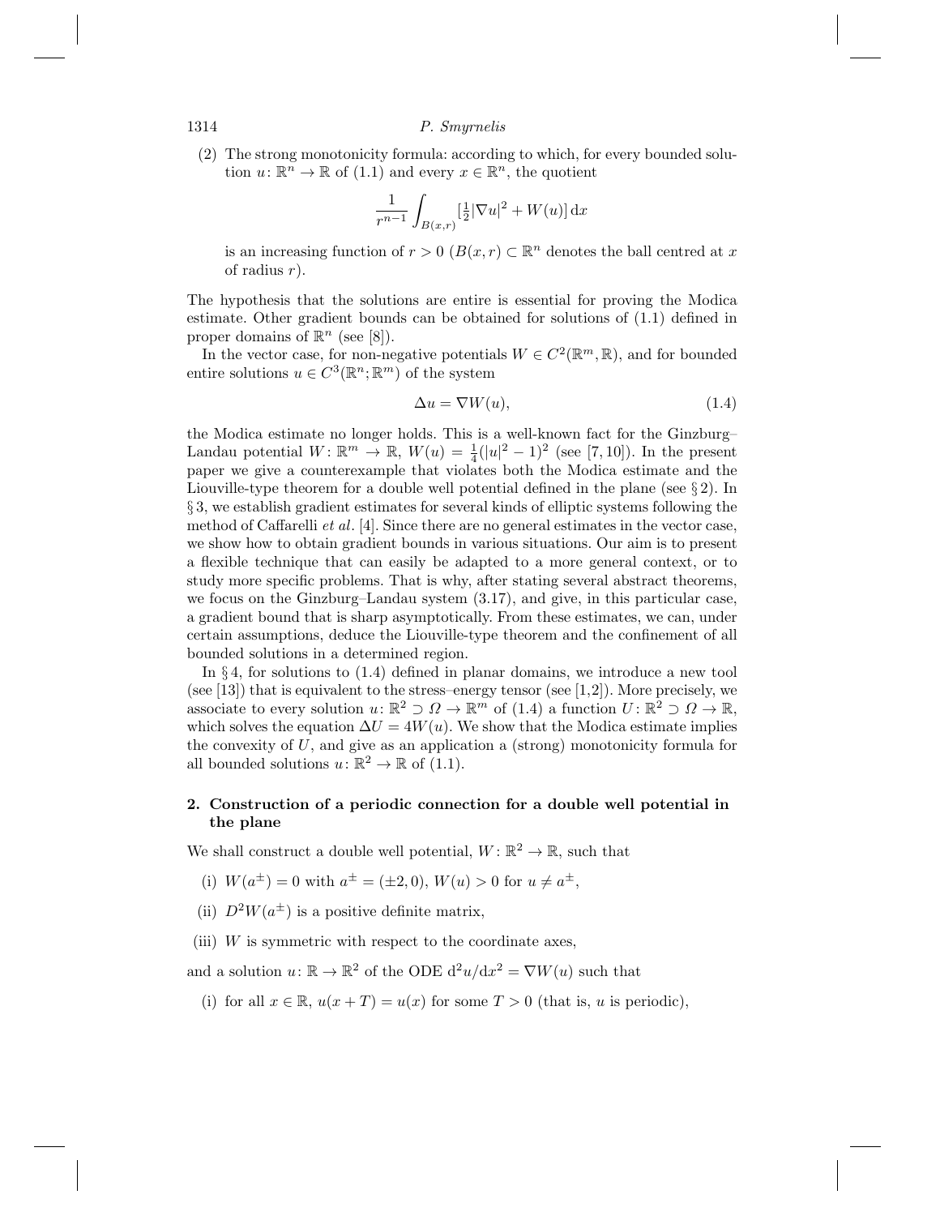(2) The strong monotonicity formula: according to which, for every bounded solution $u\colon \mathbb{R}^n \to \mathbb{R}$ of (1.1) and every $x \in \mathbb{R}^n$, the quotient

$$\frac{1}{r^{n-1}} \int_{B(x,r)} [\tfrac{1}{2}|\nabla u|^2 + W(u)]\,\mathrm{d}x$$

is an increasing function of $r > 0$ ($B(x,r) \subset \mathbb{R}^n$ denotes the ball centred at $x$ of radius $r$).

The hypothesis that the solutions are entire is essential for proving the Modica estimate. Other gradient bounds can be obtained for solutions of (1.1) defined in proper domains of $\mathbb{R}^n$ (see [8]).

In the vector case, for non-negative potentials $W \in C^2(\mathbb{R}^m, \mathbb{R})$, and for bounded entire solutions $u \in C^3(\mathbb{R}^n; \mathbb{R}^m)$ of the system

$$\Delta u = \nabla W(u), \tag{1.4}$$

the Modica estimate no longer holds. This is a well-known fact for the Ginzburg–Landau potential $W\colon \mathbb{R}^m \to \mathbb{R}$, $W(u) = \frac{1}{4}(|u|^2 - 1)^2$ (see [7, 10]). In the present paper we give a counterexample that violates both the Modica estimate and the Liouville-type theorem for a double well potential defined in the plane (see § 2). In § 3, we establish gradient estimates for several kinds of elliptic systems following the method of Caffarelli *et al*. [4]. Since there are no general estimates in the vector case, we show how to obtain gradient bounds in various situations. Our aim is to present a flexible technique that can easily be adapted to a more general context, or to study more specific problems. That is why, after stating several abstract theorems, we focus on the Ginzburg–Landau system (3.17), and give, in this particular case, a gradient bound that is sharp asymptotically. From these estimates, we can, under certain assumptions, deduce the Liouville-type theorem and the confinement of all bounded solutions in a determined region.

In § 4, for solutions to (1.4) defined in planar domains, we introduce a new tool (see [13]) that is equivalent to the stress–energy tensor (see [1,2]). More precisely, we associate to every solution $u\colon \mathbb{R}^2 \supset \Omega \to \mathbb{R}^m$ of (1.4) a function $U\colon \mathbb{R}^2 \supset \Omega \to \mathbb{R}$, which solves the equation $\Delta U = 4W(u)$. We show that the Modica estimate implies the convexity of $U$, and give as an application a (strong) monotonicity formula for all bounded solutions $u\colon \mathbb{R}^2 \to \mathbb{R}$ of (1.1).

## 2. Construction of a periodic connection for a double well potential in the plane

We shall construct a double well potential, $W\colon \mathbb{R}^2 \to \mathbb{R}$, such that

(i) $W(a^{\pm}) = 0$ with $a^{\pm} = (\pm 2, 0)$, $W(u) > 0$ for $u \neq a^{\pm}$,

(ii) $D^2 W(a^{\pm})$ is a positive definite matrix,

(iii) $W$ is symmetric with respect to the coordinate axes,

and a solution $u\colon \mathbb{R} \to \mathbb{R}^2$ of the ODE $\mathrm{d}^2 u/\mathrm{d}x^2 = \nabla W(u)$ such that

(i) for all $x \in \mathbb{R}$, $u(x + T) = u(x)$ for some $T > 0$ (that is, $u$ is periodic),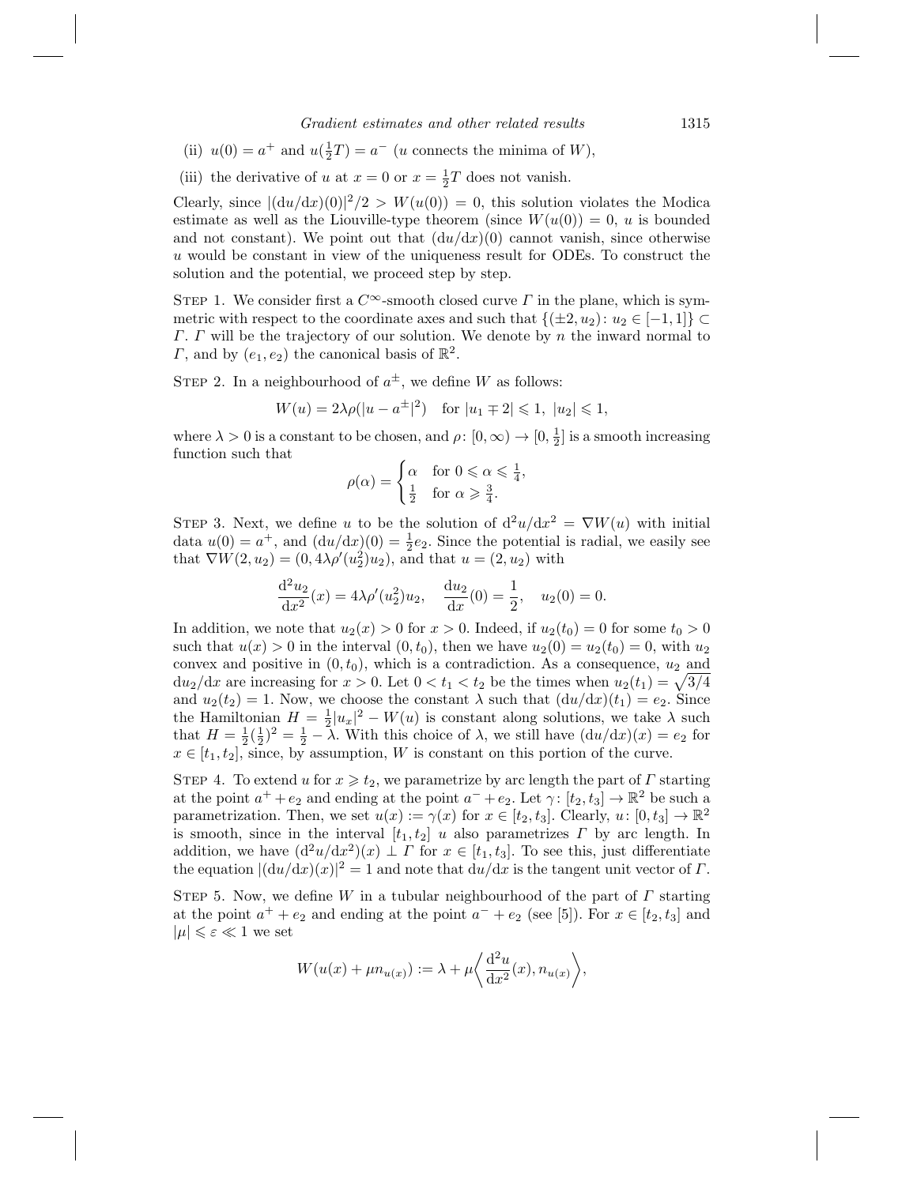(ii) $u(0) = a^+$ and $u(\frac{1}{2}T) = a^-$ ($u$ connects the minima of $W$),

(iii) the derivative of $u$ at $x = 0$ or $x = \frac{1}{2}T$ does not vanish.

Clearly, since $|(\mathrm{d}u/\mathrm{d}x)(0)|^2/2 > W(u(0)) = 0$, this solution violates the Modica estimate as well as the Liouville-type theorem (since $W(u(0)) = 0$, $u$ is bounded and not constant). We point out that $(\mathrm{d}u/\mathrm{d}x)(0)$ cannot vanish, since otherwise $u$ would be constant in view of the uniqueness result for ODEs. To construct the solution and the potential, we proceed step by step.

Step 1. We consider first a $C^\infty$-smooth closed curve $\Gamma$ in the plane, which is symmetric with respect to the coordinate axes and such that $\{(\pm 2, u_2) : u_2 \in [-1, 1]\} \subset \Gamma$. $\Gamma$ will be the trajectory of our solution. We denote by $n$ the inward normal to $\Gamma$, and by $(e_1, e_2)$ the canonical basis of $\mathbb{R}^2$.

Step 2. In a neighbourhood of $a^\pm$, we define $W$ as follows:

$$W(u) = 2\lambda\rho(|u - a^\pm|^2) \quad \text{for } |u_1 \mp 2| \leqslant 1,\ |u_2| \leqslant 1,$$

where $\lambda > 0$ is a constant to be chosen, and $\rho\colon [0, \infty) \to [0, \frac{1}{2}]$ is a smooth increasing function such that

$$\rho(\alpha) = \begin{cases} \alpha & \text{for } 0 \leqslant \alpha \leqslant \frac{1}{4}, \\ \frac{1}{2} & \text{for } \alpha \geqslant \frac{3}{4}. \end{cases}$$

Step 3. Next, we define $u$ to be the solution of $\mathrm{d}^2u/\mathrm{d}x^2 = \nabla W(u)$ with initial data $u(0) = a^+$, and $(\mathrm{d}u/\mathrm{d}x)(0) = \frac{1}{2}e_2$. Since the potential is radial, we easily see that $\nabla W(2, u_2) = (0, 4\lambda\rho'(u_2^2)u_2)$, and that $u = (2, u_2)$ with

$$\frac{\mathrm{d}^2u_2}{\mathrm{d}x^2}(x) = 4\lambda\rho'(u_2^2)u_2, \quad \frac{\mathrm{d}u_2}{\mathrm{d}x}(0) = \frac{1}{2}, \quad u_2(0) = 0.$$

In addition, we note that $u_2(x) > 0$ for $x > 0$. Indeed, if $u_2(t_0) = 0$ for some $t_0 > 0$ such that $u(x) > 0$ in the interval $(0, t_0)$, then we have $u_2(0) = u_2(t_0) = 0$, with $u_2$ convex and positive in $(0, t_0)$, which is a contradiction. As a consequence, $u_2$ and $\mathrm{d}u_2/\mathrm{d}x$ are increasing for $x > 0$. Let $0 < t_1 < t_2$ be the times when $u_2(t_1) = \sqrt{3/4}$ and $u_2(t_2) = 1$. Now, we choose the constant $\lambda$ such that $(\mathrm{d}u/\mathrm{d}x)(t_1) = e_2$. Since the Hamiltonian $H = \frac{1}{2}|u_x|^2 - W(u)$ is constant along solutions, we take $\lambda$ such that $H = \frac{1}{2}(\frac{1}{2})^2 = \frac{1}{2} - \lambda$. With this choice of $\lambda$, we still have $(\mathrm{d}u/\mathrm{d}x)(x) = e_2$ for $x \in [t_1, t_2]$, since, by assumption, $W$ is constant on this portion of the curve.

Step 4. To extend $u$ for $x \geqslant t_2$, we parametrize by arc length the part of $\Gamma$ starting at the point $a^+ + e_2$ and ending at the point $a^- + e_2$. Let $\gamma\colon [t_2, t_3] \to \mathbb{R}^2$ be such a parametrization. Then, we set $u(x) := \gamma(x)$ for $x \in [t_2, t_3]$. Clearly, $u\colon [0, t_3] \to \mathbb{R}^2$ is smooth, since in the interval $[t_1, t_2]$ $u$ also parametrizes $\Gamma$ by arc length. In addition, we have $(\mathrm{d}^2u/\mathrm{d}x^2)(x) \perp \Gamma$ for $x \in [t_1, t_3]$. To see this, just differentiate the equation $|(\mathrm{d}u/\mathrm{d}x)(x)|^2 = 1$ and note that $\mathrm{d}u/\mathrm{d}x$ is the tangent unit vector of $\Gamma$.

Step 5. Now, we define $W$ in a tubular neighbourhood of the part of $\Gamma$ starting at the point $a^+ + e_2$ and ending at the point $a^- + e_2$ (see [5]). For $x \in [t_2, t_3]$ and $|\mu| \leqslant \varepsilon \ll 1$ we set

$$W(u(x) + \mu n_{u(x)}) := \lambda + \mu\left\langle \frac{\mathrm{d}^2u}{\mathrm{d}x^2}(x), n_{u(x)} \right\rangle,$$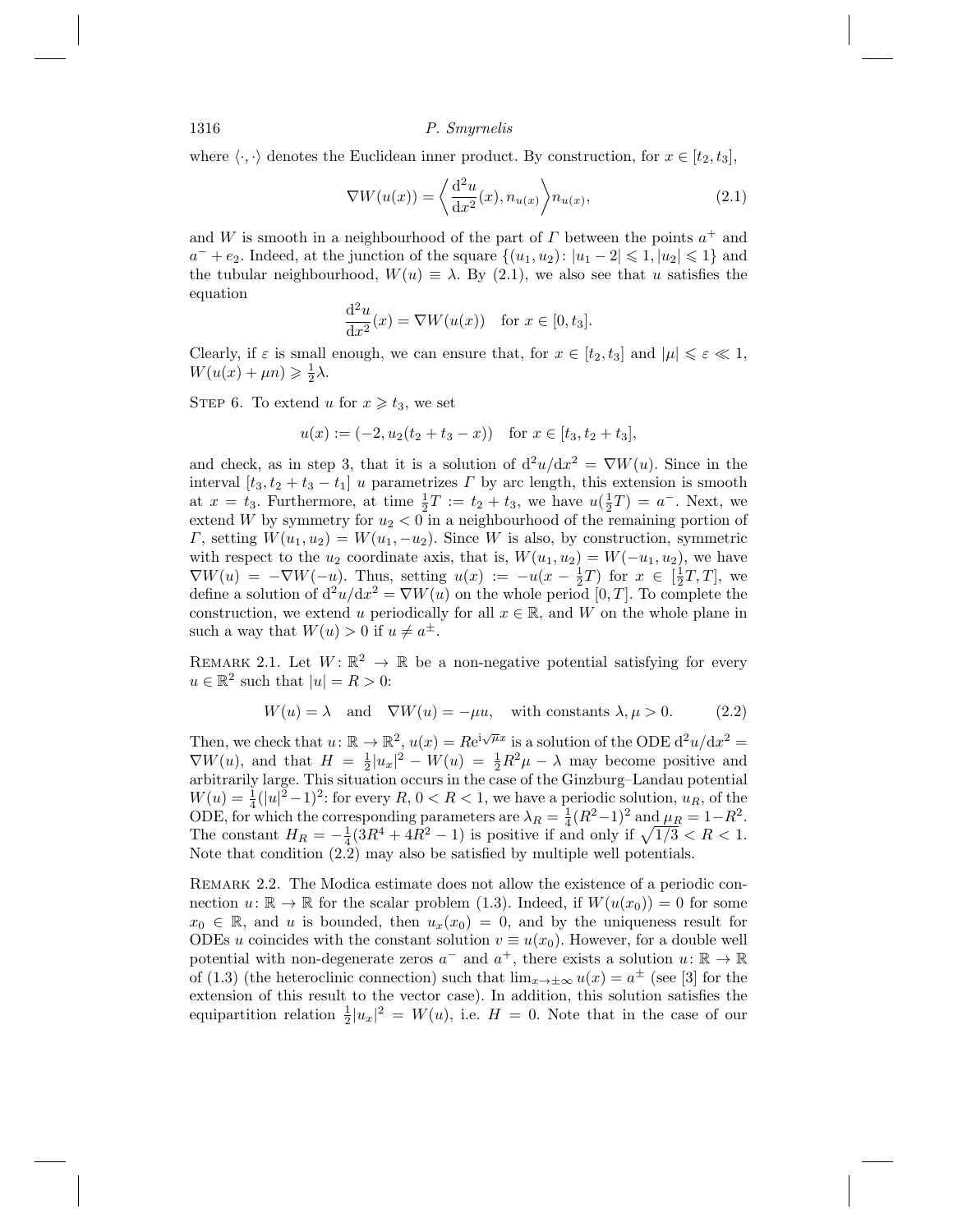where $\langle \cdot, \cdot \rangle$ denotes the Euclidean inner product. By construction, for $x \in [t_2, t_3]$,

$$\nabla W(u(x)) = \left\langle \frac{\mathrm{d}^2 u}{\mathrm{d}x^2}(x), n_{u(x)} \right\rangle n_{u(x)}, \tag{2.1}$$

and $W$ is smooth in a neighbourhood of the part of $\Gamma$ between the points $a^+$ and $a^- + e_2$. Indeed, at the junction of the square $\{(u_1, u_2) \colon |u_1 - 2| \leqslant 1, |u_2| \leqslant 1\}$ and the tubular neighbourhood, $W(u) \equiv \lambda$. By (2.1), we also see that $u$ satisfies the equation

$$\frac{\mathrm{d}^2 u}{\mathrm{d}x^2}(x) = \nabla W(u(x)) \quad \text{for } x \in [0, t_3].$$

Clearly, if $\varepsilon$ is small enough, we can ensure that, for $x \in [t_2, t_3]$ and $|\mu| \leqslant \varepsilon \ll 1$, $W(u(x) + \mu n) \geqslant \frac{1}{2}\lambda$.

Step 6. To extend $u$ for $x \geqslant t_3$, we set

$$u(x) := (-2, u_2(t_2 + t_3 - x)) \quad \text{for } x \in [t_3, t_2 + t_3],$$

and check, as in step 3, that it is a solution of $\mathrm{d}^2 u/\mathrm{d}x^2 = \nabla W(u)$. Since in the interval $[t_3, t_2 + t_3 - t_1]$ $u$ parametrizes $\Gamma$ by arc length, this extension is smooth at $x = t_3$. Furthermore, at time $\frac{1}{2}T := t_2 + t_3$, we have $u(\frac{1}{2}T) = a^-$. Next, we extend $W$ by symmetry for $u_2 < 0$ in a neighbourhood of the remaining portion of $\Gamma$, setting $W(u_1, u_2) = W(u_1, -u_2)$. Since $W$ is also, by construction, symmetric with respect to the $u_2$ coordinate axis, that is, $W(u_1, u_2) = W(-u_1, u_2)$, we have $\nabla W(u) = -\nabla W(-u)$. Thus, setting $u(x) := -u(x - \frac{1}{2}T)$ for $x \in [\frac{1}{2}T, T]$, we define a solution of $\mathrm{d}^2 u/\mathrm{d}x^2 = \nabla W(u)$ on the whole period $[0, T]$. To complete the construction, we extend $u$ periodically for all $x \in \mathbb{R}$, and $W$ on the whole plane in such a way that $W(u) > 0$ if $u \neq a^\pm$.

Remark 2.1. Let $W \colon \mathbb{R}^2 \to \mathbb{R}$ be a non-negative potential satisfying for every $u \in \mathbb{R}^2$ such that $|u| = R > 0$:

$$W(u) = \lambda \quad \text{and} \quad \nabla W(u) = -\mu u, \quad \text{with constants } \lambda, \mu > 0. \tag{2.2}$$

Then, we check that $u \colon \mathbb{R} \to \mathbb{R}^2$, $u(x) = R e^{\mathrm{i}\sqrt{\mu} x}$ is a solution of the ODE $\mathrm{d}^2 u/\mathrm{d}x^2 = \nabla W(u)$, and that $H = \frac{1}{2}|u_x|^2 - W(u) = \frac{1}{2}R^2\mu - \lambda$ may become positive and arbitrarily large. This situation occurs in the case of the Ginzburg–Landau potential $W(u) = \frac{1}{4}(|u|^2 - 1)^2$: for every $R$, $0 < R < 1$, we have a periodic solution, $u_R$, of the ODE, for which the corresponding parameters are $\lambda_R = \frac{1}{4}(R^2 - 1)^2$ and $\mu_R = 1 - R^2$. The constant $H_R = -\frac{1}{4}(3R^4 + 4R^2 - 1)$ is positive if and only if $\sqrt{1/3} < R < 1$. Note that condition (2.2) may also be satisfied by multiple well potentials.

Remark 2.2. The Modica estimate does not allow the existence of a periodic connection $u \colon \mathbb{R} \to \mathbb{R}$ for the scalar problem (1.3). Indeed, if $W(u(x_0)) = 0$ for some $x_0 \in \mathbb{R}$, and $u$ is bounded, then $u_x(x_0) = 0$, and by the uniqueness result for ODEs $u$ coincides with the constant solution $v \equiv u(x_0)$. However, for a double well potential with non-degenerate zeros $a^-$ and $a^+$, there exists a solution $u \colon \mathbb{R} \to \mathbb{R}$ of (1.3) (the heteroclinic connection) such that $\lim_{x \to \pm\infty} u(x) = a^\pm$ (see [3] for the extension of this result to the vector case). In addition, this solution satisfies the equipartition relation $\frac{1}{2}|u_x|^2 = W(u)$, i.e. $H = 0$. Note that in the case of our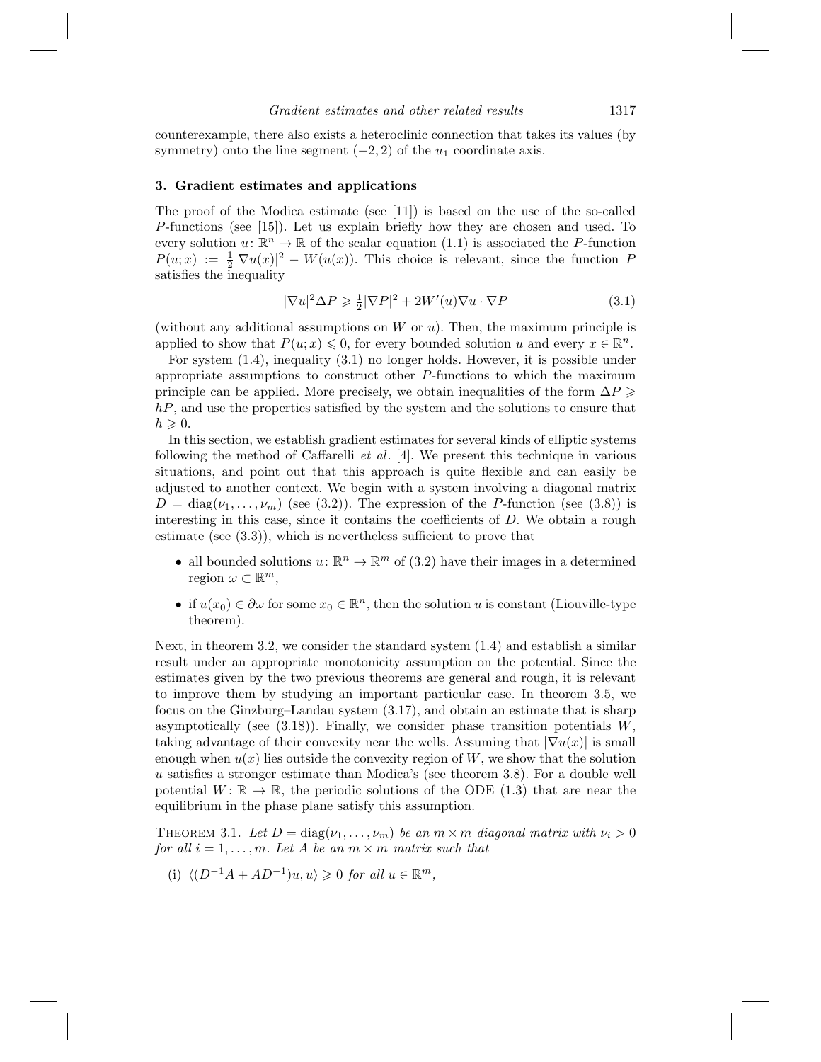counterexample, there also exists a heteroclinic connection that takes its values (by symmetry) onto the line segment $(-2, 2)$ of the $u_1$ coordinate axis.

## 3. Gradient estimates and applications

The proof of the Modica estimate (see [11]) is based on the use of the so-called $P$-functions (see [15]). Let us explain briefly how they are chosen and used. To every solution $u\colon \mathbb{R}^n \to \mathbb{R}$ of the scalar equation (1.1) is associated the $P$-function $P(u; x) := \frac{1}{2}|\nabla u(x)|^2 - W(u(x))$. This choice is relevant, since the function $P$ satisfies the inequality

$$|\nabla u|^2 \Delta P \geqslant \tfrac{1}{2}|\nabla P|^2 + 2W'(u)\nabla u \cdot \nabla P \tag{3.1}$$

(without any additional assumptions on $W$ or $u$). Then, the maximum principle is applied to show that $P(u; x) \leqslant 0$, for every bounded solution $u$ and every $x \in \mathbb{R}^n$.

For system (1.4), inequality (3.1) no longer holds. However, it is possible under appropriate assumptions to construct other $P$-functions to which the maximum principle can be applied. More precisely, we obtain inequalities of the form $\Delta P \geqslant hP$, and use the properties satisfied by the system and the solutions to ensure that $h \geqslant 0$.

In this section, we establish gradient estimates for several kinds of elliptic systems following the method of Caffarelli *et al*. [4]. We present this technique in various situations, and point out that this approach is quite flexible and can easily be adjusted to another context. We begin with a system involving a diagonal matrix $D = \mathrm{diag}(\nu_1, \ldots, \nu_m)$ (see (3.2)). The expression of the $P$-function (see (3.8)) is interesting in this case, since it contains the coefficients of $D$. We obtain a rough estimate (see (3.3)), which is nevertheless sufficient to prove that

- all bounded solutions $u\colon \mathbb{R}^n \to \mathbb{R}^m$ of (3.2) have their images in a determined region $\omega \subset \mathbb{R}^m$,
- if $u(x_0) \in \partial\omega$ for some $x_0 \in \mathbb{R}^n$, then the solution $u$ is constant (Liouville-type theorem).

Next, in theorem 3.2, we consider the standard system (1.4) and establish a similar result under an appropriate monotonicity assumption on the potential. Since the estimates given by the two previous theorems are general and rough, it is relevant to improve them by studying an important particular case. In theorem 3.5, we focus on the Ginzburg–Landau system (3.17), and obtain an estimate that is sharp asymptotically (see (3.18)). Finally, we consider phase transition potentials $W$, taking advantage of their convexity near the wells. Assuming that $|\nabla u(x)|$ is small enough when $u(x)$ lies outside the convexity region of $W$, we show that the solution $u$ satisfies a stronger estimate than Modica's (see theorem 3.8). For a double well potential $W\colon \mathbb{R} \to \mathbb{R}$, the periodic solutions of the ODE (1.3) that are near the equilibrium in the phase plane satisfy this assumption.

Theorem 3.1. *Let $D = \mathrm{diag}(\nu_1, \ldots, \nu_m)$ be an $m \times m$ diagonal matrix with $\nu_i > 0$ for all $i = 1, \ldots, m$. Let $A$ be an $m \times m$ matrix such that*

(i) $\langle (D^{-1}A + AD^{-1})u, u\rangle \geqslant 0$ *for all* $u \in \mathbb{R}^m$,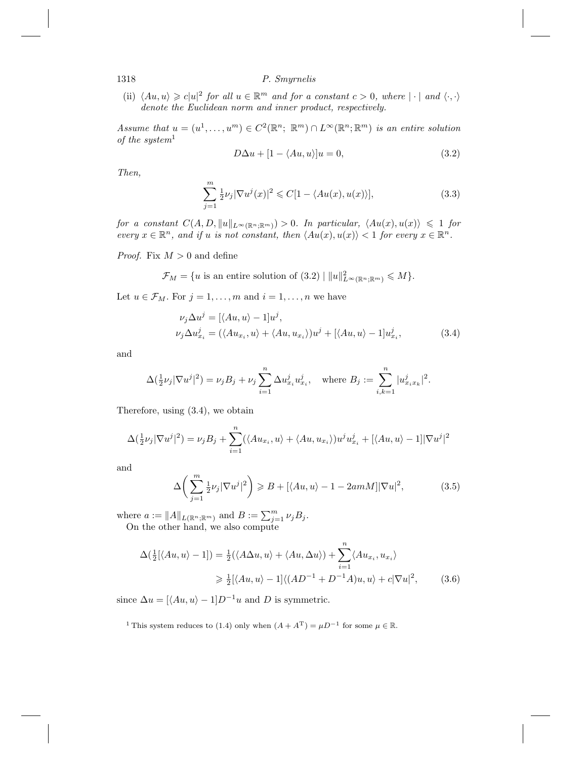(ii) $\langle Au, u\rangle \geqslant c|u|^2$ *for all* $u \in \mathbb{R}^m$ *and for a constant* $c > 0$*, where* $|\cdot|$ *and* $\langle\cdot,\cdot\rangle$ *denote the Euclidean norm and inner product, respectively.*

*Assume that* $u = (u^1, \dots, u^m) \in C^2(\mathbb{R}^n;\ \mathbb{R}^m) \cap L^\infty(\mathbb{R}^n;\mathbb{R}^m)$ *is an entire solution of the system*[1]

$$D\Delta u + [1 - \langle Au, u\rangle]u = 0, \tag{3.2}$$

*Then,*

$$\sum_{j=1}^m \tfrac{1}{2}\nu_j |\nabla u^j(x)|^2 \leqslant C[1 - \langle Au(x), u(x)\rangle], \tag{3.3}$$

*for a constant* $C(A, D, \|u\|_{L^\infty(\mathbb{R}^n;\mathbb{R}^m)}) > 0$*. In particular,* $\langle Au(x), u(x)\rangle \leqslant 1$ *for every* $x \in \mathbb{R}^n$*, and if* $u$ *is not constant, then* $\langle Au(x), u(x)\rangle < 1$ *for every* $x \in \mathbb{R}^n$*.*

*Proof.* Fix $M > 0$ and define

$$\mathcal{F}_M = \{u \text{ is an entire solution of (3.2)} \mid \|u\|^2_{L^\infty(\mathbb{R}^n;\mathbb{R}^m)} \leqslant M\}.$$

Let $u \in \mathcal{F}_M$. For $j = 1, \dots, m$ and $i = 1, \dots, n$ we have

$$\begin{aligned} &\nu_j \Delta u^j = [\langle Au, u\rangle - 1]u^j, \\ &\nu_j \Delta u^j_{x_i} = (\langle Au_{x_i}, u\rangle + \langle Au, u_{x_i}\rangle)u^j + [\langle Au, u\rangle - 1]u^j_{x_i}, \end{aligned} \tag{3.4}$$

and

$$\Delta(\tfrac{1}{2}\nu_j|\nabla u^j|^2) = \nu_j B_j + \nu_j \sum_{i=1}^n \Delta u^j_{x_i} u^j_{x_i}, \quad \text{where } B_j := \sum_{i,k=1}^n |u^j_{x_i x_k}|^2.$$

Therefore, using (3.4), we obtain

$$\Delta(\tfrac{1}{2}\nu_j|\nabla u^j|^2) = \nu_j B_j + \sum_{i=1}^n (\langle Au_{x_i}, u\rangle + \langle Au, u_{x_i}\rangle)u^j u^j_{x_i} + [\langle Au, u\rangle - 1]|\nabla u^j|^2$$

and

$$\Delta\biggl(\sum_{j=1}^m \tfrac{1}{2}\nu_j|\nabla u^j|^2\biggr) \geqslant B + [\langle Au, u\rangle - 1 - 2amM]|\nabla u|^2, \tag{3.5}$$

where $a := \|A\|_{L(\mathbb{R}^n;\mathbb{R}^m)}$ and $B := \sum_{j=1}^m \nu_j B_j$.

On the other hand, we also compute

$$\begin{aligned} \Delta(\tfrac{1}{2}[\langle Au, u\rangle - 1]) &= \tfrac{1}{2}(\langle A\Delta u, u\rangle + \langle Au, \Delta u\rangle) + \sum_{i=1}^n \langle Au_{x_i}, u_{x_i}\rangle \\ &\geqslant \tfrac{1}{2}[\langle Au, u\rangle - 1]\langle (AD^{-1} + D^{-1}A)u, u\rangle + c|\nabla u|^2, \end{aligned} \tag{3.6}$$

since $\Delta u = [\langle Au, u\rangle - 1]D^{-1}u$ and $D$ is symmetric.

[1] This system reduces to (1.4) only when $(A + A^{\mathrm{T}}) = \mu D^{-1}$ for some $\mu \in \mathbb{R}$.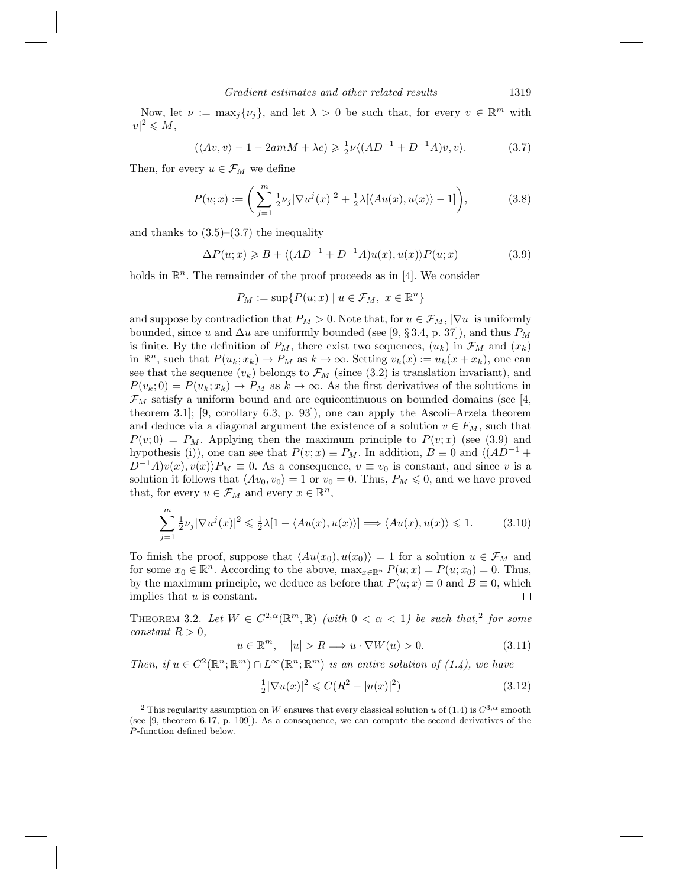Now, let $\nu := \max_j\{\nu_j\}$, and let $\lambda > 0$ be such that, for every $v \in \mathbb{R}^m$ with $|v|^2 \leqslant M$,

$$(\langle Av, v\rangle - 1 - 2amM + \lambda c) \geqslant \tfrac{1}{2}\nu\langle (AD^{-1} + D^{-1}A)v, v\rangle. \tag{3.7}$$

Then, for every $u \in \mathcal{F}_M$ we define

$$P(u; x) := \bigg( \sum_{j=1}^{m} \tfrac{1}{2}\nu_j |\nabla u^j(x)|^2 + \tfrac{1}{2}\lambda[\langle Au(x), u(x)\rangle - 1]\bigg), \tag{3.8}$$

and thanks to (3.5)–(3.7) the inequality

$$\Delta P(u; x) \geqslant B + \langle (AD^{-1} + D^{-1}A)u(x), u(x)\rangle P(u; x) \tag{3.9}$$

holds in $\mathbb{R}^n$. The remainder of the proof proceeds as in [4]. We consider

$$P_M := \sup\{P(u; x) \mid u \in \mathcal{F}_M,\ x \in \mathbb{R}^n\}$$

and suppose by contradiction that $P_M > 0$. Note that, for $u \in \mathcal{F}_M$, $|\nabla u|$ is uniformly bounded, since $u$ and $\Delta u$ are uniformly bounded (see [9, § 3.4, p. 37]), and thus $P_M$ is finite. By the definition of $P_M$, there exist two sequences, $(u_k)$ in $\mathcal{F}_M$ and $(x_k)$ in $\mathbb{R}^n$, such that $P(u_k; x_k) \to P_M$ as $k \to \infty$. Setting $v_k(x) := u_k(x + x_k)$, one can see that the sequence $(v_k)$ belongs to $\mathcal{F}_M$ (since (3.2) is translation invariant), and $P(v_k; 0) = P(u_k; x_k) \to P_M$ as $k \to \infty$. As the first derivatives of the solutions in $\mathcal{F}_M$ satisfy a uniform bound and are equicontinuous on bounded domains (see [4, theorem 3.1]; [9, corollary 6.3, p. 93]), one can apply the Ascoli–Arzela theorem and deduce via a diagonal argument the existence of a solution $v \in F_M$, such that $P(v; 0) = P_M$. Applying then the maximum principle to $P(v; x)$ (see (3.9) and hypothesis (i)), one can see that $P(v; x) \equiv P_M$. In addition, $B \equiv 0$ and $\langle (AD^{-1} + D^{-1}A)v(x), v(x)\rangle P_M \equiv 0$. As a consequence, $v \equiv v_0$ is constant, and since $v$ is a solution it follows that $\langle Av_0, v_0\rangle = 1$ or $v_0 = 0$. Thus, $P_M \leqslant 0$, and we have proved that, for every $u \in \mathcal{F}_M$ and every $x \in \mathbb{R}^n$,

$$\sum_{j=1}^{m} \tfrac{1}{2}\nu_j |\nabla u^j(x)|^2 \leqslant \tfrac{1}{2}\lambda[1 - \langle Au(x), u(x)\rangle] \Longrightarrow \langle Au(x), u(x)\rangle \leqslant 1. \tag{3.10}$$

To finish the proof, suppose that $\langle Au(x_0), u(x_0)\rangle = 1$ for a solution $u \in \mathcal{F}_M$ and for some $x_0 \in \mathbb{R}^n$. According to the above, $\max_{x\in\mathbb{R}^n} P(u; x) = P(u; x_0) = 0$. Thus, by the maximum principle, we deduce as before that $P(u; x) \equiv 0$ and $B \equiv 0$, which implies that $u$ is constant. □

**Theorem 3.2.** *Let $W \in C^{2,\alpha}(\mathbb{R}^m, \mathbb{R})$ (with $0 < \alpha < 1$) be such that,*[2] *for some constant $R > 0$,*

$$u \in \mathbb{R}^m, \quad |u| > R \Longrightarrow u \cdot \nabla W(u) > 0. \tag{3.11}$$

*Then, if $u \in C^2(\mathbb{R}^n; \mathbb{R}^m) \cap L^\infty(\mathbb{R}^n; \mathbb{R}^m)$ is an entire solution of (1.4), we have*

$$\tfrac{1}{2}|\nabla u(x)|^2 \leqslant C(R^2 - |u(x)|^2) \tag{3.12}$$

[2] This regularity assumption on $W$ ensures that every classical solution $u$ of (1.4) is $C^{3,\alpha}$ smooth (see [9, theorem 6.17, p. 109]). As a consequence, we can compute the second derivatives of the $P$-function defined below.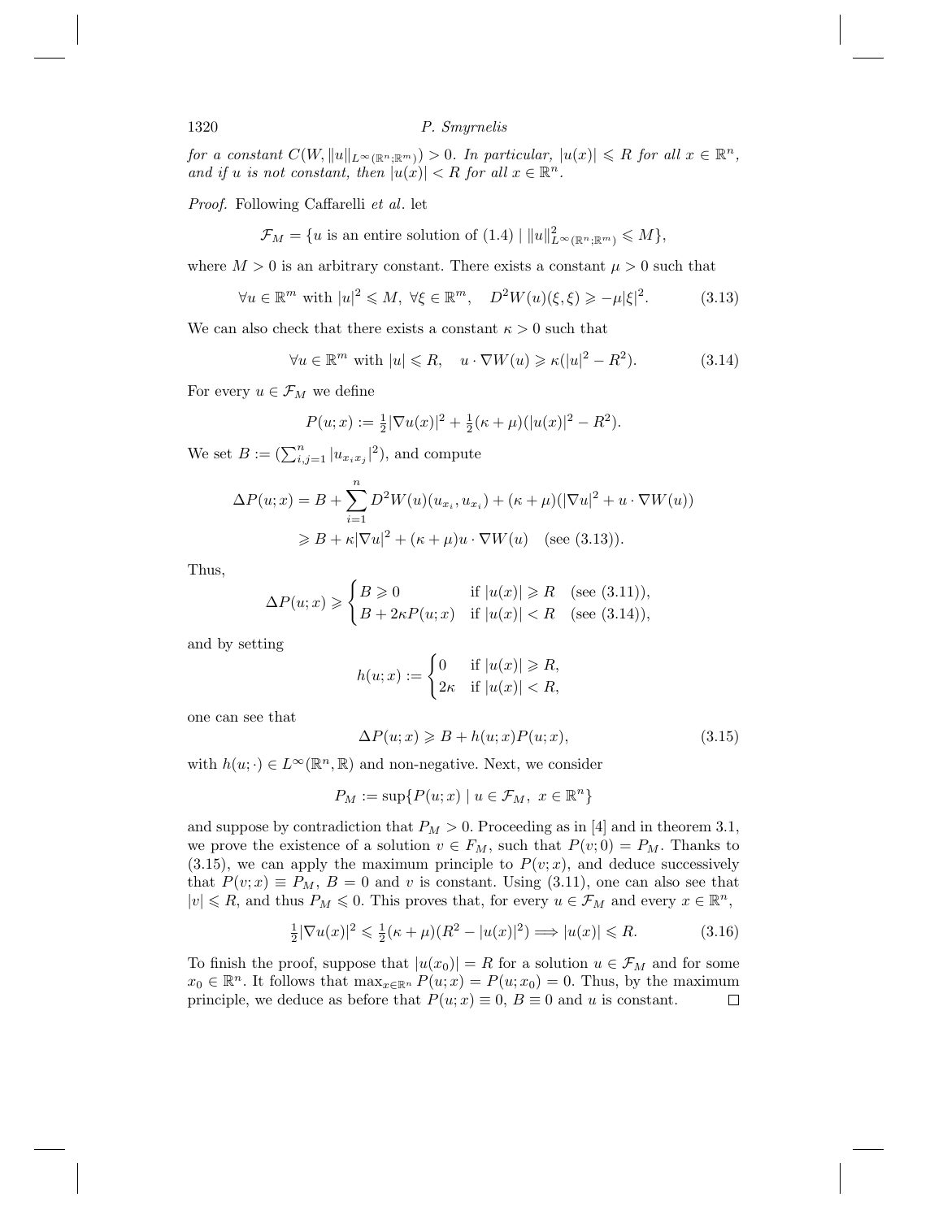*for a constant* $C(W, \|u\|_{L^\infty(\mathbb{R}^n;\mathbb{R}^m)}) > 0$*. In particular,* $|u(x)| \leqslant R$ *for all* $x \in \mathbb{R}^n$*, and if* $u$ *is not constant, then* $|u(x)| < R$ *for all* $x \in \mathbb{R}^n$*.*

*Proof.* Following Caffarelli *et al*. let

$$\mathcal{F}_M = \{u \text{ is an entire solution of (1.4)} \mid \|u\|^2_{L^\infty(\mathbb{R}^n;\mathbb{R}^m)} \leqslant M\},$$

where $M > 0$ is an arbitrary constant. There exists a constant $\mu > 0$ such that

$$\forall u \in \mathbb{R}^m \text{ with } |u|^2 \leqslant M,\ \forall \xi \in \mathbb{R}^m, \quad D^2W(u)(\xi, \xi) \geqslant -\mu|\xi|^2. \tag{3.13}$$

We can also check that there exists a constant $\kappa > 0$ such that

$$\forall u \in \mathbb{R}^m \text{ with } |u| \leqslant R, \quad u \cdot \nabla W(u) \geqslant \kappa(|u|^2 - R^2). \tag{3.14}$$

For every $u \in \mathcal{F}_M$ we define

$$P(u; x) := \tfrac{1}{2}|\nabla u(x)|^2 + \tfrac{1}{2}(\kappa + \mu)(|u(x)|^2 - R^2).$$

We set $B := (\sum_{i,j=1}^n |u_{x_i x_j}|^2)$, and compute

$$\begin{aligned}\Delta P(u; x) &= B + \sum_{i=1}^n D^2W(u)(u_{x_i}, u_{x_i}) + (\kappa + \mu)(|\nabla u|^2 + u \cdot \nabla W(u)) \\ &\geqslant B + \kappa|\nabla u|^2 + (\kappa + \mu)u \cdot \nabla W(u) \quad \text{(see (3.13))}.\end{aligned}$$

Thus,

$$\Delta P(u; x) \geqslant \begin{cases} B \geqslant 0 & \text{if } |u(x)| \geqslant R \quad \text{(see (3.11))}, \\ B + 2\kappa P(u; x) & \text{if } |u(x)| < R \quad \text{(see (3.14))}, \end{cases}$$

and by setting

$$h(u; x) := \begin{cases} 0 & \text{if } |u(x)| \geqslant R, \\ 2\kappa & \text{if } |u(x)| < R, \end{cases}$$

one can see that

$$\Delta P(u; x) \geqslant B + h(u; x)P(u; x), \tag{3.15}$$

with $h(u; \cdot) \in L^\infty(\mathbb{R}^n, \mathbb{R})$ and non-negative. Next, we consider

$$P_M := \sup\{P(u; x) \mid u \in \mathcal{F}_M,\ x \in \mathbb{R}^n\}$$

and suppose by contradiction that $P_M > 0$. Proceeding as in [4] and in theorem 3.1, we prove the existence of a solution $v \in F_M$, such that $P(v; 0) = P_M$. Thanks to (3.15), we can apply the maximum principle to $P(v; x)$, and deduce successively that $P(v; x) \equiv P_M$, $B = 0$ and $v$ is constant. Using (3.11), one can also see that $|v| \leqslant R$, and thus $P_M \leqslant 0$. This proves that, for every $u \in \mathcal{F}_M$ and every $x \in \mathbb{R}^n$,

$$\tfrac{1}{2}|\nabla u(x)|^2 \leqslant \tfrac{1}{2}(\kappa + \mu)(R^2 - |u(x)|^2) \Longrightarrow |u(x)| \leqslant R. \tag{3.16}$$

To finish the proof, suppose that $|u(x_0)| = R$ for a solution $u \in \mathcal{F}_M$ and for some $x_0 \in \mathbb{R}^n$. It follows that $\max_{x \in \mathbb{R}^n} P(u; x) = P(u; x_0) = 0$. Thus, by the maximum principle, we deduce as before that $P(u; x) \equiv 0$, $B \equiv 0$ and $u$ is constant. □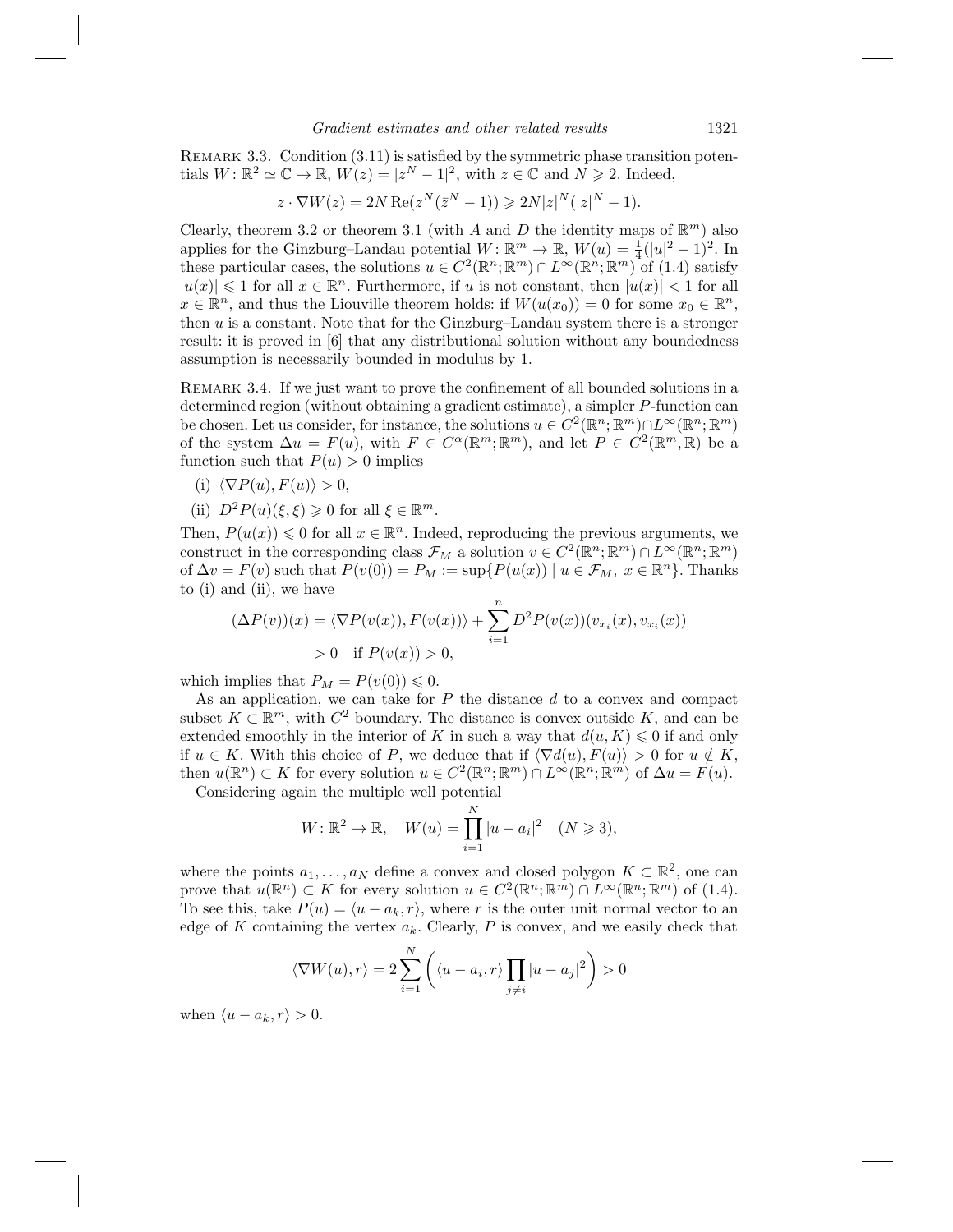Remark 3.3. Condition (3.11) is satisfied by the symmetric phase transition potentials $W\colon \mathbb{R}^2 \simeq \mathbb{C} \to \mathbb{R}$, $W(z) = |z^N - 1|^2$, with $z \in \mathbb{C}$ and $N \geqslant 2$. Indeed,

$$z \cdot \nabla W(z) = 2N \operatorname{Re}(z^N(\bar{z}^N - 1)) \geqslant 2N|z|^N(|z|^N - 1).$$

Clearly, theorem 3.2 or theorem 3.1 (with $A$ and $D$ the identity maps of $\mathbb{R}^m$) also applies for the Ginzburg–Landau potential $W\colon \mathbb{R}^m \to \mathbb{R}$, $W(u) = \frac{1}{4}(|u|^2 - 1)^2$. In these particular cases, the solutions $u \in C^2(\mathbb{R}^n; \mathbb{R}^m) \cap L^\infty(\mathbb{R}^n; \mathbb{R}^m)$ of (1.4) satisfy $|u(x)| \leqslant 1$ for all $x \in \mathbb{R}^n$. Furthermore, if $u$ is not constant, then $|u(x)| < 1$ for all $x \in \mathbb{R}^n$, and thus the Liouville theorem holds: if $W(u(x_0)) = 0$ for some $x_0 \in \mathbb{R}^n$, then $u$ is a constant. Note that for the Ginzburg–Landau system there is a stronger result: it is proved in [6] that any distributional solution without any boundedness assumption is necessarily bounded in modulus by 1.

Remark 3.4. If we just want to prove the confinement of all bounded solutions in a determined region (without obtaining a gradient estimate), a simpler $P$-function can be chosen. Let us consider, for instance, the solutions $u \in C^2(\mathbb{R}^n; \mathbb{R}^m) \cap L^\infty(\mathbb{R}^n; \mathbb{R}^m)$ of the system $\Delta u = F(u)$, with $F \in C^\alpha(\mathbb{R}^m; \mathbb{R}^m)$, and let $P \in C^2(\mathbb{R}^m, \mathbb{R})$ be a function such that $P(u) > 0$ implies

(i) $\langle \nabla P(u), F(u) \rangle > 0$,

(ii) $D^2 P(u)(\xi, \xi) \geqslant 0$ for all $\xi \in \mathbb{R}^m$.

Then, $P(u(x)) \leqslant 0$ for all $x \in \mathbb{R}^n$. Indeed, reproducing the previous arguments, we construct in the corresponding class $\mathcal{F}_M$ a solution $v \in C^2(\mathbb{R}^n; \mathbb{R}^m) \cap L^\infty(\mathbb{R}^n; \mathbb{R}^m)$ of $\Delta v = F(v)$ such that $P(v(0)) = P_M := \sup\{P(u(x)) \mid u \in \mathcal{F}_M,\ x \in \mathbb{R}^n\}$. Thanks to (i) and (ii), we have

$$\begin{aligned}(\Delta P(v))(x) &= \langle \nabla P(v(x)), F(v(x)) \rangle + \sum_{i=1}^{n} D^2 P(v(x))(v_{x_i}(x), v_{x_i}(x)) \\ &> 0 \quad \text{if } P(v(x)) > 0,\end{aligned}$$

which implies that $P_M = P(v(0)) \leqslant 0$.

As an application, we can take for $P$ the distance $d$ to a convex and compact subset $K \subset \mathbb{R}^m$, with $C^2$ boundary. The distance is convex outside $K$, and can be extended smoothly in the interior of $K$ in such a way that $d(u, K) \leqslant 0$ if and only if $u \in K$. With this choice of $P$, we deduce that if $\langle \nabla d(u), F(u) \rangle > 0$ for $u \notin K$, then $u(\mathbb{R}^n) \subset K$ for every solution $u \in C^2(\mathbb{R}^n; \mathbb{R}^m) \cap L^\infty(\mathbb{R}^n; \mathbb{R}^m)$ of $\Delta u = F(u)$.

Considering again the multiple well potential

$$W\colon \mathbb{R}^2 \to \mathbb{R}, \quad W(u) = \prod_{i=1}^{N} |u - a_i|^2 \quad (N \geqslant 3),$$

where the points $a_1, \dots, a_N$ define a convex and closed polygon $K \subset \mathbb{R}^2$, one can prove that $u(\mathbb{R}^n) \subset K$ for every solution $u \in C^2(\mathbb{R}^n; \mathbb{R}^m) \cap L^\infty(\mathbb{R}^n; \mathbb{R}^m)$ of (1.4). To see this, take $P(u) = \langle u - a_k, r \rangle$, where $r$ is the outer unit normal vector to an edge of $K$ containing the vertex $a_k$. Clearly, $P$ is convex, and we easily check that

$$\langle \nabla W(u), r \rangle = 2 \sum_{i=1}^{N} \left( \langle u - a_i, r \rangle \prod_{j \neq i} |u - a_j|^2 \right) > 0$$

when $\langle u - a_k, r \rangle > 0$.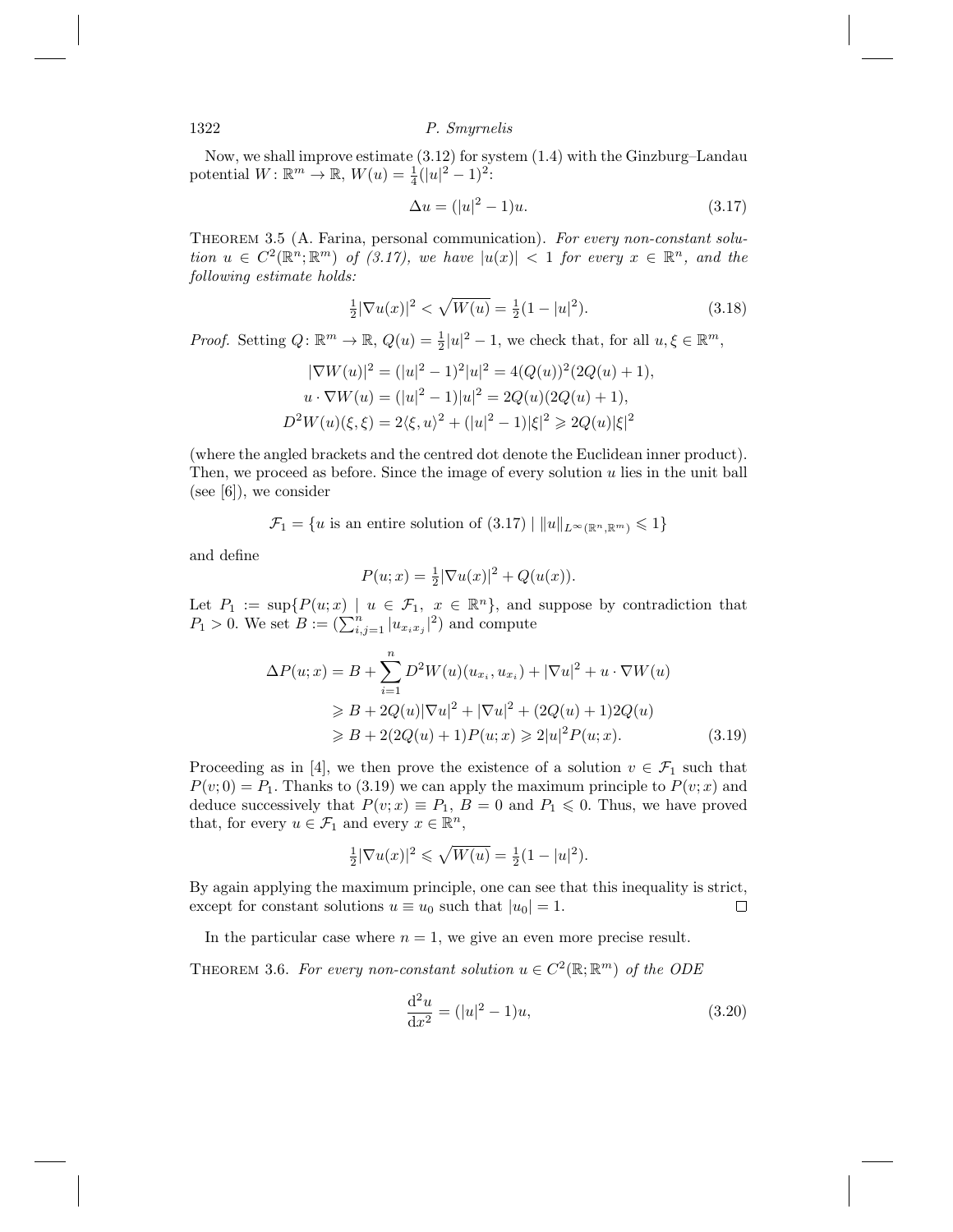Now, we shall improve estimate (3.12) for system (1.4) with the Ginzburg–Landau potential $W\colon \mathbb{R}^m \to \mathbb{R}$, $W(u) = \frac{1}{4}(|u|^2 - 1)^2$:

$$\Delta u = (|u|^2 - 1)u. \tag{3.17}$$

Theorem 3.5 (A. Farina, personal communication). *For every non-constant solution $u \in C^2(\mathbb{R}^n;\mathbb{R}^m)$ of (3.17), we have $|u(x)| < 1$ for every $x \in \mathbb{R}^n$, and the following estimate holds:*

$$\tfrac{1}{2}|\nabla u(x)|^2 < \sqrt{W(u)} = \tfrac{1}{2}(1 - |u|^2). \tag{3.18}$$

*Proof.* Setting $Q\colon \mathbb{R}^m \to \mathbb{R}$, $Q(u) = \frac{1}{2}|u|^2 - 1$, we check that, for all $u, \xi \in \mathbb{R}^m$,

$$\begin{aligned}
|\nabla W(u)|^2 &= (|u|^2-1)^2|u|^2 = 4(Q(u))^2(2Q(u)+1),\\
u\cdot \nabla W(u) &= (|u|^2-1)|u|^2 = 2Q(u)(2Q(u)+1),\\
D^2W(u)(\xi,\xi) &= 2\langle \xi, u\rangle^2 + (|u|^2-1)|\xi|^2 \geqslant 2Q(u)|\xi|^2
\end{aligned}$$

(where the angled brackets and the centred dot denote the Euclidean inner product). Then, we proceed as before. Since the image of every solution $u$ lies in the unit ball (see [6]), we consider

$$\mathcal{F}_1 = \{u \text{ is an entire solution of (3.17)} \mid \|u\|_{L^\infty(\mathbb{R}^n,\mathbb{R}^m)} \leqslant 1\}$$

and define

$$P(u;x) = \tfrac{1}{2}|\nabla u(x)|^2 + Q(u(x)).$$

Let $P_1 := \sup\{P(u;x) \mid u \in \mathcal{F}_1,\ x \in \mathbb{R}^n\}$, and suppose by contradiction that $P_1 > 0$. We set $B := (\sum_{i,j=1}^n |u_{x_ix_j}|^2)$ and compute

$$\begin{aligned}
\Delta P(u;x) &= B + \sum_{i=1}^n D^2W(u)(u_{x_i}, u_{x_i}) + |\nabla u|^2 + u\cdot\nabla W(u)\\
&\geqslant B + 2Q(u)|\nabla u|^2 + |\nabla u|^2 + (2Q(u)+1)2Q(u)\\
&\geqslant B + 2(2Q(u)+1)P(u;x) \geqslant 2|u|^2P(u;x).
\end{aligned} \tag{3.19}$$

Proceeding as in [4], we then prove the existence of a solution $v \in \mathcal{F}_1$ such that $P(v;0) = P_1$. Thanks to (3.19) we can apply the maximum principle to $P(v;x)$ and deduce successively that $P(v;x) \equiv P_1$, $B = 0$ and $P_1 \leqslant 0$. Thus, we have proved that, for every $u \in \mathcal{F}_1$ and every $x \in \mathbb{R}^n$,

$$\tfrac{1}{2}|\nabla u(x)|^2 \leqslant \sqrt{W(u)} = \tfrac{1}{2}(1-|u|^2).$$

By again applying the maximum principle, one can see that this inequality is strict, except for constant solutions $u \equiv u_0$ such that $|u_0| = 1$. $\square$

In the particular case where $n = 1$, we give an even more precise result.

Theorem 3.6. *For every non-constant solution $u \in C^2(\mathbb{R};\mathbb{R}^m)$ of the ODE*

$$\frac{\mathrm{d}^2u}{\mathrm{d}x^2} = (|u|^2-1)u, \tag{3.20}$$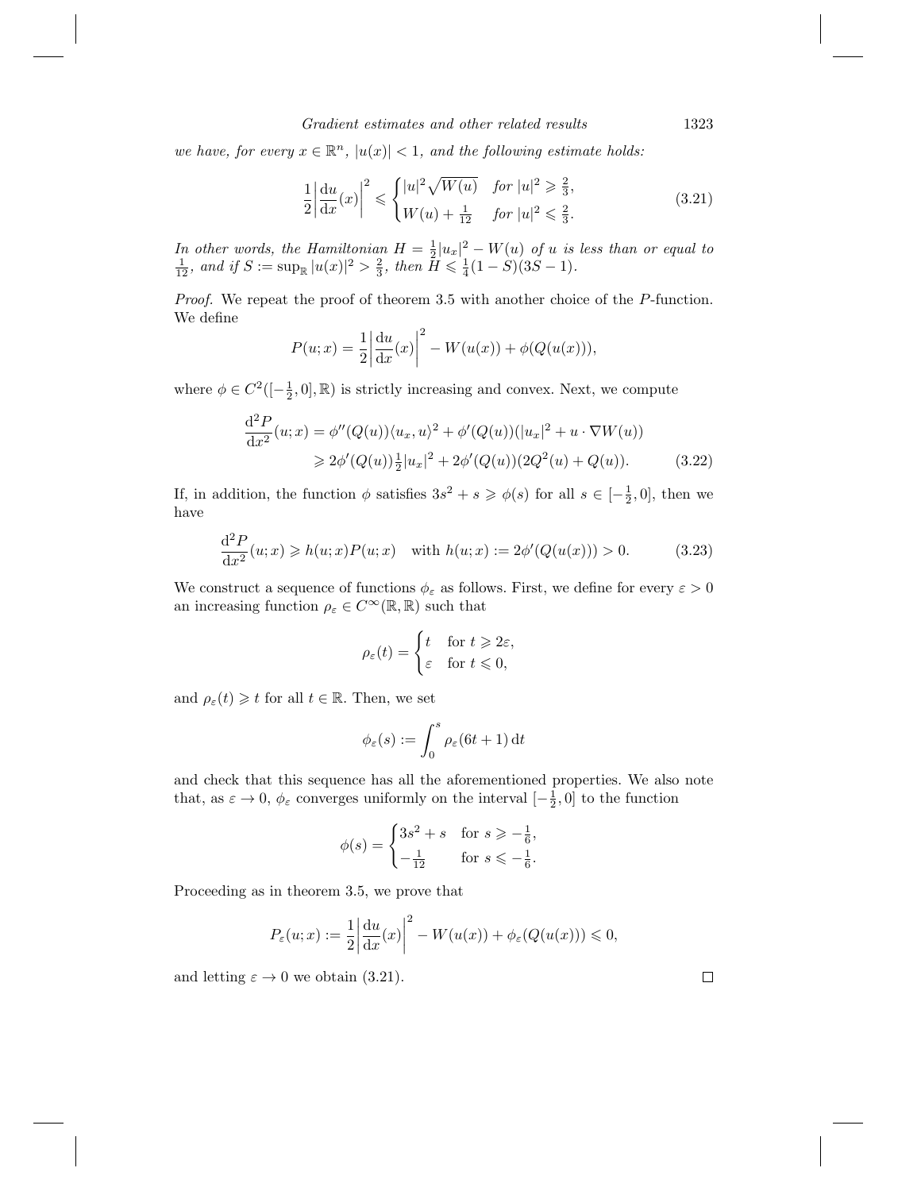*we have, for every $x \in \mathbb{R}^n$, $|u(x)| < 1$, and the following estimate holds:*

$$\frac{1}{2}\left|\frac{\mathrm{d}u}{\mathrm{d}x}(x)\right|^2 \leqslant \begin{cases} |u|^2\sqrt{W(u)} & \text{for } |u|^2 \geqslant \frac{2}{3}, \\ W(u) + \frac{1}{12} & \text{for } |u|^2 \leqslant \frac{2}{3}. \end{cases} \tag{3.21}$$

*In other words, the Hamiltonian $H = \frac{1}{2}|u_x|^2 - W(u)$ of $u$ is less than or equal to $\frac{1}{12}$, and if $S := \sup_{\mathbb{R}} |u(x)|^2 > \frac{2}{3}$, then $H \leqslant \frac{1}{4}(1-S)(3S-1)$.*

*Proof.* We repeat the proof of theorem 3.5 with another choice of the $P$-function. We define

$$P(u;x) = \frac{1}{2}\left|\frac{\mathrm{d}u}{\mathrm{d}x}(x)\right|^2 - W(u(x)) + \phi(Q(u(x))),$$

where $\phi \in C^2([-\frac{1}{2}, 0], \mathbb{R})$ is strictly increasing and convex. Next, we compute

$$\begin{aligned} \frac{\mathrm{d}^2 P}{\mathrm{d}x^2}(u;x) &= \phi''(Q(u))\langle u_x, u\rangle^2 + \phi'(Q(u))(|u_x|^2 + u \cdot \nabla W(u)) \\ &\geqslant 2\phi'(Q(u))\tfrac{1}{2}|u_x|^2 + 2\phi'(Q(u))(2Q^2(u) + Q(u)). \end{aligned} \tag{3.22}$$

If, in addition, the function $\phi$ satisfies $3s^2 + s \geqslant \phi(s)$ for all $s \in [-\frac{1}{2}, 0]$, then we have

$$\frac{\mathrm{d}^2 P}{\mathrm{d}x^2}(u;x) \geqslant h(u;x)P(u;x) \quad \text{with } h(u;x) := 2\phi'(Q(u(x))) > 0. \tag{3.23}$$

We construct a sequence of functions $\phi_\varepsilon$ as follows. First, we define for every $\varepsilon > 0$ an increasing function $\rho_\varepsilon \in C^\infty(\mathbb{R}, \mathbb{R})$ such that

$$\rho_\varepsilon(t) = \begin{cases} t & \text{for } t \geqslant 2\varepsilon, \\ \varepsilon & \text{for } t \leqslant 0, \end{cases}$$

and $\rho_\varepsilon(t) \geqslant t$ for all $t \in \mathbb{R}$. Then, we set

$$\phi_\varepsilon(s) := \int_0^s \rho_\varepsilon(6t+1)\,\mathrm{d}t$$

and check that this sequence has all the aforementioned properties. We also note that, as $\varepsilon \to 0$, $\phi_\varepsilon$ converges uniformly on the interval $[-\frac{1}{2}, 0]$ to the function

$$\phi(s) = \begin{cases} 3s^2 + s & \text{for } s \geqslant -\frac{1}{6}, \\ -\frac{1}{12} & \text{for } s \leqslant -\frac{1}{6}. \end{cases}$$

Proceeding as in theorem 3.5, we prove that

$$P_\varepsilon(u;x) := \frac{1}{2}\left|\frac{\mathrm{d}u}{\mathrm{d}x}(x)\right|^2 - W(u(x)) + \phi_\varepsilon(Q(u(x))) \leqslant 0,$$

and letting $\varepsilon \to 0$ we obtain (3.21). □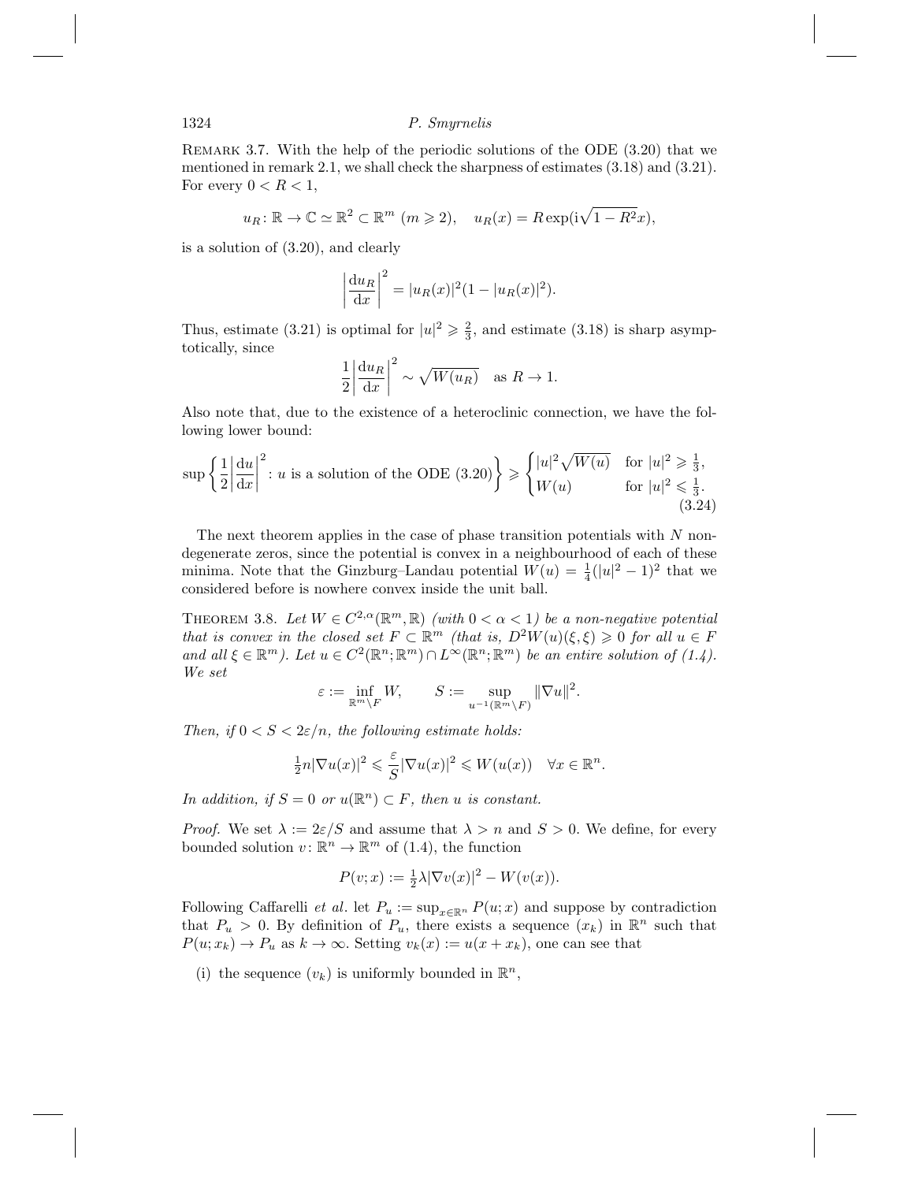Remark 3.7. With the help of the periodic solutions of the ODE (3.20) that we mentioned in remark 2.1, we shall check the sharpness of estimates (3.18) and (3.21). For every $0 < R < 1$,

$$u_R \colon \mathbb{R} \to \mathbb{C} \simeq \mathbb{R}^2 \subset \mathbb{R}^m \ (m \geqslant 2), \quad u_R(x) = R\exp(\mathrm{i}\sqrt{1-R^2}x),$$

is a solution of (3.20), and clearly

$$\left|\frac{\mathrm{d}u_R}{\mathrm{d}x}\right|^2 = |u_R(x)|^2(1-|u_R(x)|^2).$$

Thus, estimate (3.21) is optimal for $|u|^2 \geqslant \frac{2}{3}$, and estimate (3.18) is sharp asymptotically, since

$$\frac{1}{2}\left|\frac{\mathrm{d}u_R}{\mathrm{d}x}\right|^2 \sim \sqrt{W(u_R)} \quad \text{as } R \to 1.$$

Also note that, due to the existence of a heteroclinic connection, we have the following lower bound:

$$\sup\left\{\frac{1}{2}\left|\frac{\mathrm{d}u}{\mathrm{d}x}\right|^2 : u \text{ is a solution of the ODE (3.20)}\right\} \geqslant \begin{cases} |u|^2\sqrt{W(u)} & \text{for } |u|^2 \geqslant \frac{1}{3}, \\ W(u) & \text{for } |u|^2 \leqslant \frac{1}{3}. \end{cases} \tag{3.24}$$

The next theorem applies in the case of phase transition potentials with $N$ non-degenerate zeros, since the potential is convex in a neighbourhood of each of these minima. Note that the Ginzburg–Landau potential $W(u) = \frac{1}{4}(|u|^2-1)^2$ that we considered before is nowhere convex inside the unit ball.

Theorem 3.8. *Let $W \in C^{2,\alpha}(\mathbb{R}^m, \mathbb{R})$ (with $0 < \alpha < 1$) be a non-negative potential that is convex in the closed set $F \subset \mathbb{R}^m$ (that is, $D^2W(u)(\xi,\xi) \geqslant 0$ for all $u \in F$ and all $\xi \in \mathbb{R}^m$). Let $u \in C^2(\mathbb{R}^n;\mathbb{R}^m) \cap L^\infty(\mathbb{R}^n;\mathbb{R}^m)$ be an entire solution of (1.4). We set*

$$\varepsilon := \inf_{\mathbb{R}^m \setminus F} W, \qquad S := \sup_{u^{-1}(\mathbb{R}^m \setminus F)} \|\nabla u\|^2.$$

*Then, if $0 < S < 2\varepsilon/n$, the following estimate holds:*

$$\tfrac{1}{2}n|\nabla u(x)|^2 \leqslant \frac{\varepsilon}{S}|\nabla u(x)|^2 \leqslant W(u(x)) \quad \forall x \in \mathbb{R}^n.$$

*In addition, if $S = 0$ or $u(\mathbb{R}^n) \subset F$, then $u$ is constant.*

*Proof.* We set $\lambda := 2\varepsilon/S$ and assume that $\lambda > n$ and $S > 0$. We define, for every bounded solution $v \colon \mathbb{R}^n \to \mathbb{R}^m$ of (1.4), the function

$$P(v;x) := \tfrac{1}{2}\lambda|\nabla v(x)|^2 - W(v(x)).$$

Following Caffarelli *et al.* let $P_u := \sup_{x\in\mathbb{R}^n} P(u;x)$ and suppose by contradiction that $P_u > 0$. By definition of $P_u$, there exists a sequence $(x_k)$ in $\mathbb{R}^n$ such that $P(u;x_k) \to P_u$ as $k \to \infty$. Setting $v_k(x) := u(x + x_k)$, one can see that

(i) the sequence $(v_k)$ is uniformly bounded in $\mathbb{R}^n$,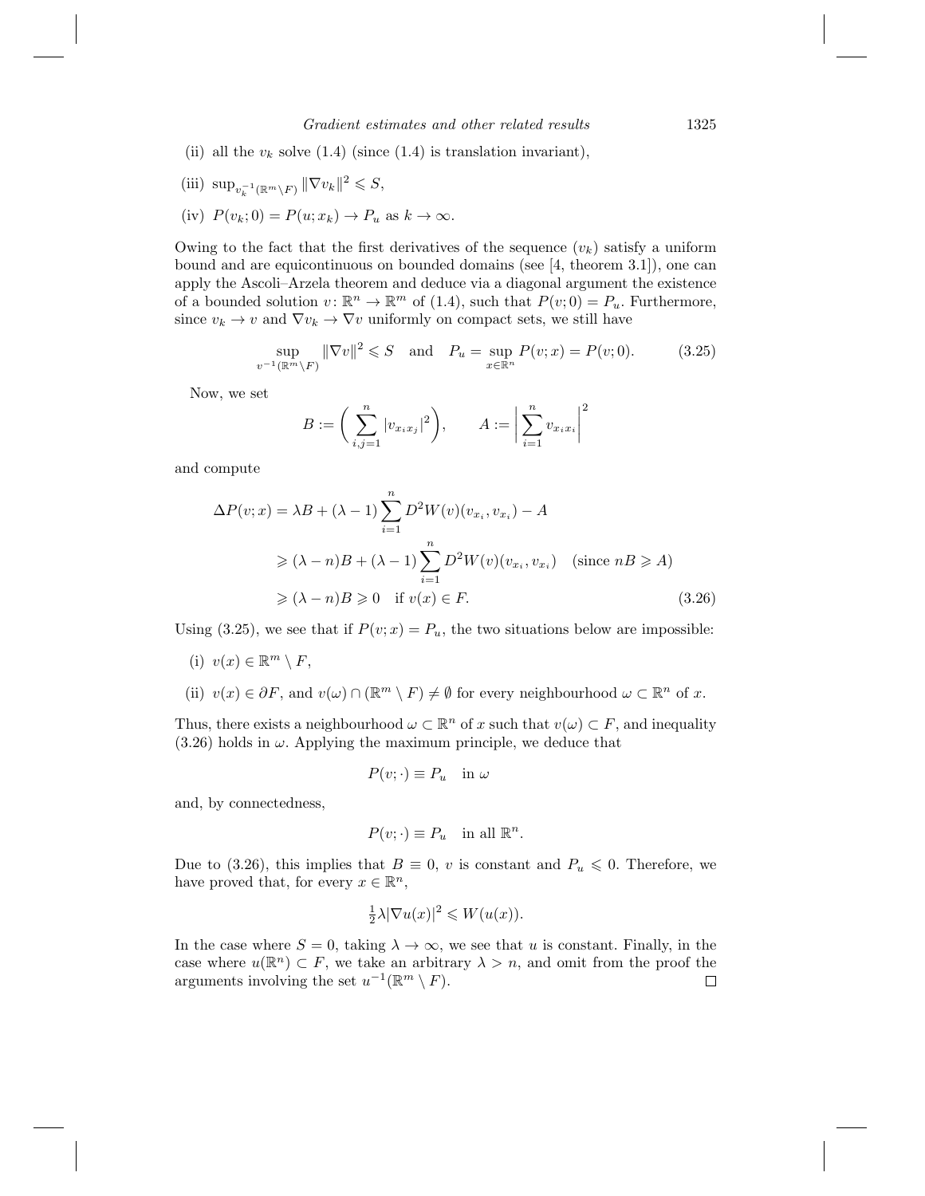(ii) all the $v_k$ solve (1.4) (since (1.4) is translation invariant),

(iii) $\sup_{v_k^{-1}(\mathbb{R}^m \setminus F)} \|\nabla v_k\|^2 \leqslant S$,

(iv) $P(v_k; 0) = P(u; x_k) \to P_u$ as $k \to \infty$.

Owing to the fact that the first derivatives of the sequence $(v_k)$ satisfy a uniform bound and are equicontinuous on bounded domains (see [4, theorem 3.1]), one can apply the Ascoli–Arzela theorem and deduce via a diagonal argument the existence of a bounded solution $v\colon \mathbb{R}^n \to \mathbb{R}^m$ of (1.4), such that $P(v; 0) = P_u$. Furthermore, since $v_k \to v$ and $\nabla v_k \to \nabla v$ uniformly on compact sets, we still have

$$\sup_{v^{-1}(\mathbb{R}^m \setminus F)} \|\nabla v\|^2 \leqslant S \quad \text{and} \quad P_u = \sup_{x \in \mathbb{R}^n} P(v; x) = P(v; 0). \tag{3.25}$$

Now, we set

$$B := \biggl( \sum_{i,j=1}^{n} |v_{x_i x_j}|^2 \biggr), \qquad A := \biggl| \sum_{i=1}^{n} v_{x_i x_i} \biggr|^2$$

and compute

$$\begin{aligned} \Delta P(v; x) &= \lambda B + (\lambda - 1) \sum_{i=1}^{n} D^2 W(v)(v_{x_i}, v_{x_i}) - A \\ &\geqslant (\lambda - n) B + (\lambda - 1) \sum_{i=1}^{n} D^2 W(v)(v_{x_i}, v_{x_i}) \quad (\text{since } nB \geqslant A) \\ &\geqslant (\lambda - n) B \geqslant 0 \quad \text{if } v(x) \in F. \end{aligned} \tag{3.26}$$

Using (3.25), we see that if $P(v; x) = P_u$, the two situations below are impossible:

(i) $v(x) \in \mathbb{R}^m \setminus F$,

(ii) $v(x) \in \partial F$, and $v(\omega) \cap (\mathbb{R}^m \setminus F) \neq \emptyset$ for every neighbourhood $\omega \subset \mathbb{R}^n$ of $x$.

Thus, there exists a neighbourhood $\omega \subset \mathbb{R}^n$ of $x$ such that $v(\omega) \subset F$, and inequality (3.26) holds in $\omega$. Applying the maximum principle, we deduce that

$$P(v; \cdot) \equiv P_u \quad \text{in } \omega$$

and, by connectedness,

$$P(v; \cdot) \equiv P_u \quad \text{in all } \mathbb{R}^n.$$

Due to (3.26), this implies that $B \equiv 0$, $v$ is constant and $P_u \leqslant 0$. Therefore, we have proved that, for every $x \in \mathbb{R}^n$,

$$\tfrac{1}{2} \lambda |\nabla u(x)|^2 \leqslant W(u(x)).$$

In the case where $S = 0$, taking $\lambda \to \infty$, we see that $u$ is constant. Finally, in the case where $u(\mathbb{R}^n) \subset F$, we take an arbitrary $\lambda > n$, and omit from the proof the arguments involving the set $u^{-1}(\mathbb{R}^m \setminus F)$. □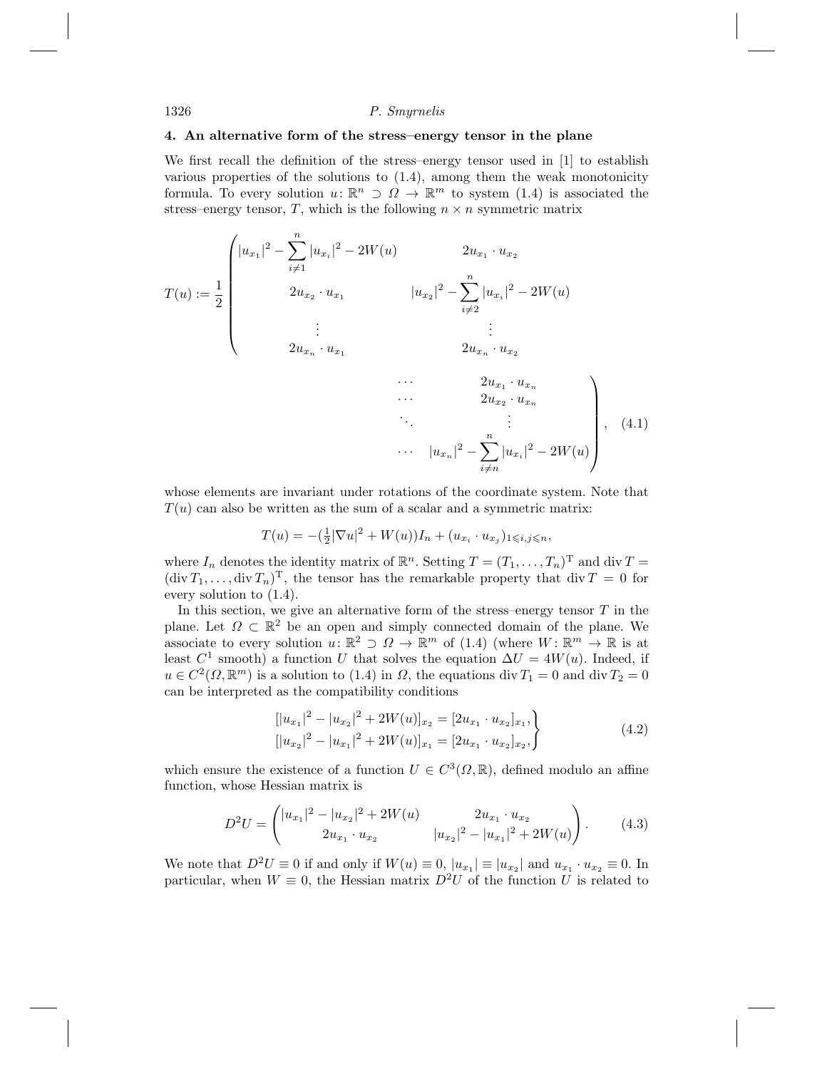## 4. An alternative form of the stress–energy tensor in the plane

We first recall the definition of the stress–energy tensor used in [1] to establish various properties of the solutions to (1.4), among them the weak monotonicity formula. To every solution $u\colon \mathbb{R}^n \supset \Omega \to \mathbb{R}^m$ to system (1.4) is associated the stress–energy tensor, $T$, which is the following $n \times n$ symmetric matrix

$$T(u) := \frac{1}{2}\begin{pmatrix} |u_{x_1}|^2 - \displaystyle\sum_{i\neq 1}^{n} |u_{x_i}|^2 - 2W(u) & 2u_{x_1}\cdot u_{x_2} & \cdots & 2u_{x_1}\cdot u_{x_n} \\ 2u_{x_2}\cdot u_{x_1} & |u_{x_2}|^2 - \displaystyle\sum_{i\neq 2}^{n} |u_{x_i}|^2 - 2W(u) & \cdots & 2u_{x_2}\cdot u_{x_n} \\ \vdots & \vdots & \ddots & \vdots \\ 2u_{x_n}\cdot u_{x_1} & 2u_{x_n}\cdot u_{x_2} & \cdots & |u_{x_n}|^2 - \displaystyle\sum_{i\neq n}^{n} |u_{x_i}|^2 - 2W(u) \end{pmatrix}, \quad (4.1)$$

whose elements are invariant under rotations of the coordinate system. Note that $T(u)$ can also be written as the sum of a scalar and a symmetric matrix:

$$T(u) = -(\tfrac{1}{2}|\nabla u|^2 + W(u))I_n + (u_{x_i}\cdot u_{x_j})_{1\leqslant i,j\leqslant n},$$

where $I_n$ denotes the identity matrix of $\mathbb{R}^n$. Setting $T = (T_1, \dots, T_n)^{\mathrm{T}}$ and $\operatorname{div} T = (\operatorname{div} T_1, \dots, \operatorname{div} T_n)^{\mathrm{T}}$, the tensor has the remarkable property that $\operatorname{div} T = 0$ for every solution to (1.4).

In this section, we give an alternative form of the stress–energy tensor $T$ in the plane. Let $\Omega \subset \mathbb{R}^2$ be an open and simply connected domain of the plane. We associate to every solution $u\colon \mathbb{R}^2 \supset \Omega \to \mathbb{R}^m$ of (1.4) (where $W\colon \mathbb{R}^m \to \mathbb{R}$ is at least $C^1$ smooth) a function $U$ that solves the equation $\Delta U = 4W(u)$. Indeed, if $u \in C^2(\Omega, \mathbb{R}^m)$ is a solution to (1.4) in $\Omega$, the equations $\operatorname{div} T_1 = 0$ and $\operatorname{div} T_2 = 0$ can be interpreted as the compatibility conditions

$$\left.\begin{aligned} [|u_{x_1}|^2 - |u_{x_2}|^2 + 2W(u)]_{x_2} &= [2u_{x_1}\cdot u_{x_2}]_{x_1}, \\ [|u_{x_2}|^2 - |u_{x_1}|^2 + 2W(u)]_{x_1} &= [2u_{x_1}\cdot u_{x_2}]_{x_2}, \end{aligned}\right\} \quad (4.2)$$

which ensure the existence of a function $U \in C^3(\Omega, \mathbb{R})$, defined modulo an affine function, whose Hessian matrix is

$$D^2U = \begin{pmatrix} |u_{x_1}|^2 - |u_{x_2}|^2 + 2W(u) & 2u_{x_1}\cdot u_{x_2} \\ 2u_{x_1}\cdot u_{x_2} & |u_{x_2}|^2 - |u_{x_1}|^2 + 2W(u) \end{pmatrix}. \quad (4.3)$$

We note that $D^2U \equiv 0$ if and only if $W(u) \equiv 0$, $|u_{x_1}| \equiv |u_{x_2}|$ and $u_{x_1}\cdot u_{x_2} \equiv 0$. In particular, when $W \equiv 0$, the Hessian matrix $D^2U$ of the function $U$ is related to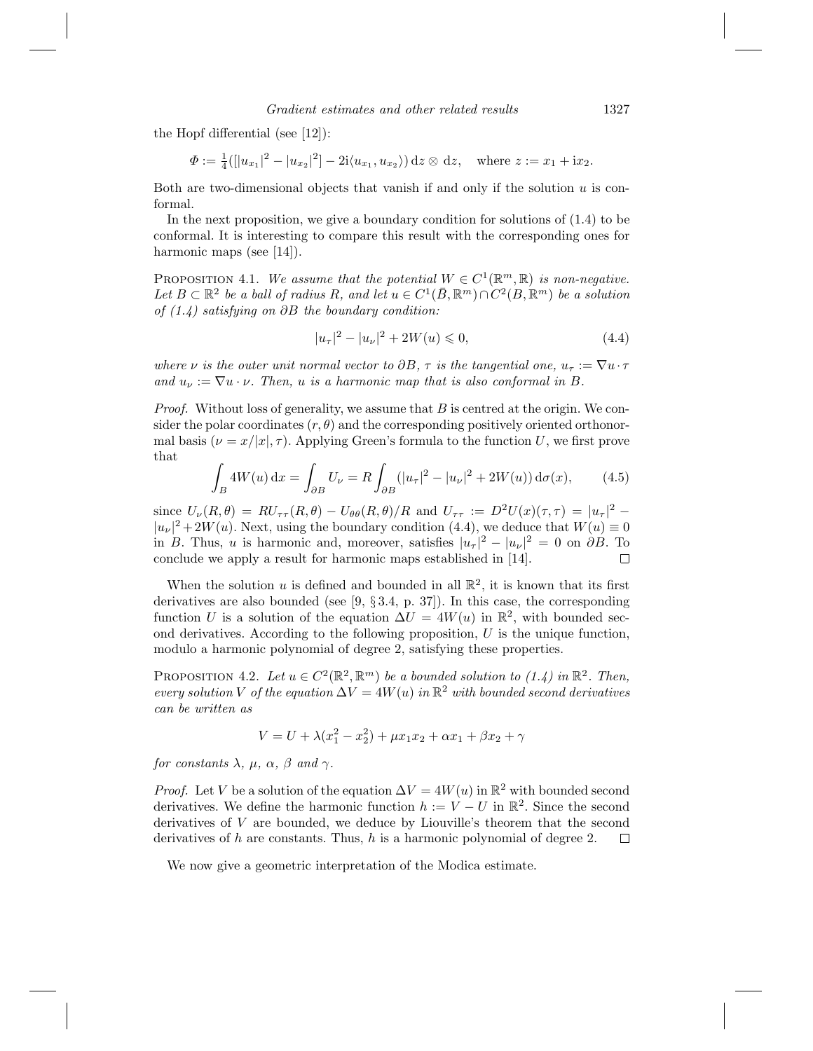the Hopf differential (see [12]):

$$\Phi := \tfrac{1}{4}([|u_{x_1}|^2 - |u_{x_2}|^2] - 2\mathrm{i}\langle u_{x_1}, u_{x_2}\rangle)\, \mathrm{d}z \otimes \mathrm{d}z, \quad \text{where } z := x_1 + \mathrm{i}x_2.$$

Both are two-dimensional objects that vanish if and only if the solution $u$ is conformal.

In the next proposition, we give a boundary condition for solutions of (1.4) to be conformal. It is interesting to compare this result with the corresponding ones for harmonic maps (see [14]).

PROPOSITION 4.1. *We assume that the potential $W \in C^1(\mathbb{R}^m, \mathbb{R})$ is non-negative. Let $B \subset \mathbb{R}^2$ be a ball of radius $R$, and let $u \in C^1(\bar{B}, \mathbb{R}^m) \cap C^2(B, \mathbb{R}^m)$ be a solution of (1.4) satisfying on $\partial B$ the boundary condition:*

$$|u_\tau|^2 - |u_\nu|^2 + 2W(u) \leqslant 0, \tag{4.4}$$

*where $\nu$ is the outer unit normal vector to $\partial B$, $\tau$ is the tangential one, $u_\tau := \nabla u \cdot \tau$ and $u_\nu := \nabla u \cdot \nu$. Then, $u$ is a harmonic map that is also conformal in $B$.*

*Proof.* Without loss of generality, we assume that $B$ is centred at the origin. We consider the polar coordinates $(r, \theta)$ and the corresponding positively oriented orthonormal basis $(\nu = x/|x|, \tau)$. Applying Green's formula to the function $U$, we first prove that

$$\int_B 4W(u)\,\mathrm{d}x = \int_{\partial B} U_\nu = R\int_{\partial B}(|u_\tau|^2 - |u_\nu|^2 + 2W(u))\,\mathrm{d}\sigma(x), \tag{4.5}$$

since $U_\nu(R,\theta) = RU_{\tau\tau}(R,\theta) - U_{\theta\theta}(R,\theta)/R$ and $U_{\tau\tau} := D^2U(x)(\tau,\tau) = |u_\tau|^2 - |u_\nu|^2 + 2W(u)$. Next, using the boundary condition (4.4), we deduce that $W(u) \equiv 0$ in $B$. Thus, $u$ is harmonic and, moreover, satisfies $|u_\tau|^2 - |u_\nu|^2 = 0$ on $\partial B$. To conclude we apply a result for harmonic maps established in [14]. $\square$

When the solution $u$ is defined and bounded in all $\mathbb{R}^2$, it is known that its first derivatives are also bounded (see [9, § 3.4, p. 37]). In this case, the corresponding function $U$ is a solution of the equation $\Delta U = 4W(u)$ in $\mathbb{R}^2$, with bounded second derivatives. According to the following proposition, $U$ is the unique function, modulo a harmonic polynomial of degree 2, satisfying these properties.

PROPOSITION 4.2. *Let $u \in C^2(\mathbb{R}^2, \mathbb{R}^m)$ be a bounded solution to (1.4) in $\mathbb{R}^2$. Then, every solution $V$ of the equation $\Delta V = 4W(u)$ in $\mathbb{R}^2$ with bounded second derivatives can be written as*

$$V = U + \lambda(x_1^2 - x_2^2) + \mu x_1 x_2 + \alpha x_1 + \beta x_2 + \gamma$$

*for constants $\lambda$, $\mu$, $\alpha$, $\beta$ and $\gamma$.*

*Proof.* Let $V$ be a solution of the equation $\Delta V = 4W(u)$ in $\mathbb{R}^2$ with bounded second derivatives. We define the harmonic function $h := V - U$ in $\mathbb{R}^2$. Since the second derivatives of $V$ are bounded, we deduce by Liouville's theorem that the second derivatives of $h$ are constants. Thus, $h$ is a harmonic polynomial of degree 2. $\square$

We now give a geometric interpretation of the Modica estimate.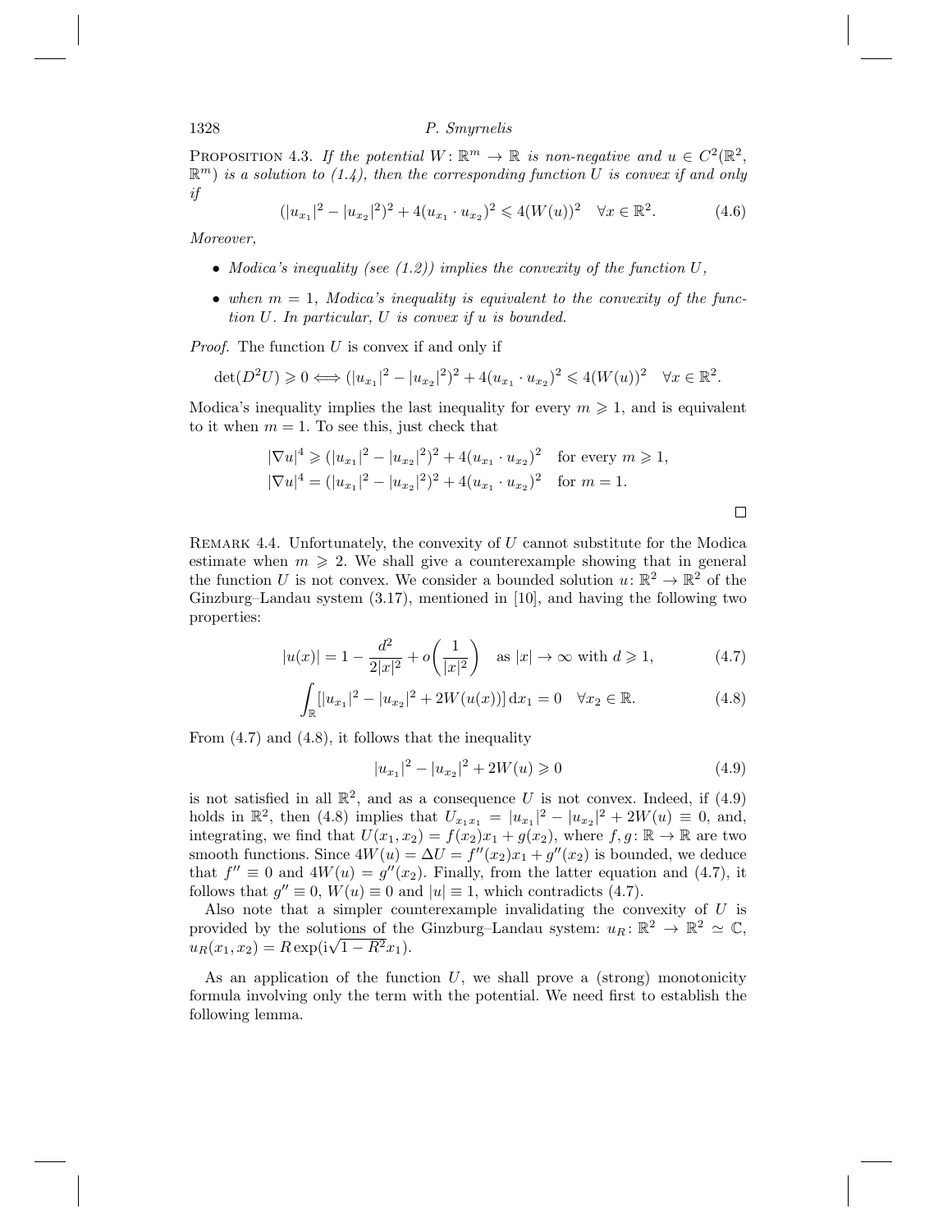**Proposition 4.3.** *If the potential $W\colon \mathbb{R}^m \to \mathbb{R}$ is non-negative and $u \in C^2(\mathbb{R}^2, \mathbb{R}^m)$ is a solution to (1.4), then the corresponding function $U$ is convex if and only if*

$$(|u_{x_1}|^2 - |u_{x_2}|^2)^2 + 4(u_{x_1} \cdot u_{x_2})^2 \leqslant 4(W(u))^2 \quad \forall x \in \mathbb{R}^2. \tag{4.6}$$

*Moreover,*

- *Modica's inequality (see (1.2)) implies the convexity of the function $U$,*
- *when $m = 1$, Modica's inequality is equivalent to the convexity of the function $U$. In particular, $U$ is convex if $u$ is bounded.*

*Proof.* The function $U$ is convex if and only if

$$\det(D^2U) \geqslant 0 \iff (|u_{x_1}|^2 - |u_{x_2}|^2)^2 + 4(u_{x_1} \cdot u_{x_2})^2 \leqslant 4(W(u))^2 \quad \forall x \in \mathbb{R}^2.$$

Modica's inequality implies the last inequality for every $m \geqslant 1$, and is equivalent to it when $m = 1$. To see this, just check that

$$|\nabla u|^4 \geqslant (|u_{x_1}|^2 - |u_{x_2}|^2)^2 + 4(u_{x_1} \cdot u_{x_2})^2 \quad \text{for every } m \geqslant 1,$$
$$|\nabla u|^4 = (|u_{x_1}|^2 - |u_{x_2}|^2)^2 + 4(u_{x_1} \cdot u_{x_2})^2 \quad \text{for } m = 1.$$

□

**Remark 4.4.** Unfortunately, the convexity of $U$ cannot substitute for the Modica estimate when $m \geqslant 2$. We shall give a counterexample showing that in general the function $U$ is not convex. We consider a bounded solution $u\colon \mathbb{R}^2 \to \mathbb{R}^2$ of the Ginzburg–Landau system (3.17), mentioned in [10], and having the following two properties:

$$|u(x)| = 1 - \frac{d^2}{2|x|^2} + o\left(\frac{1}{|x|^2}\right) \quad \text{as } |x| \to \infty \text{ with } d \geqslant 1, \tag{4.7}$$

$$\int_{\mathbb{R}} [|u_{x_1}|^2 - |u_{x_2}|^2 + 2W(u(x))]\,\mathrm{d}x_1 = 0 \quad \forall x_2 \in \mathbb{R}. \tag{4.8}$$

From (4.7) and (4.8), it follows that the inequality

$$|u_{x_1}|^2 - |u_{x_2}|^2 + 2W(u) \geqslant 0 \tag{4.9}$$

is not satisfied in all $\mathbb{R}^2$, and as a consequence $U$ is not convex. Indeed, if (4.9) holds in $\mathbb{R}^2$, then (4.8) implies that $U_{x_1x_1} = |u_{x_1}|^2 - |u_{x_2}|^2 + 2W(u) \equiv 0$, and, integrating, we find that $U(x_1, x_2) = f(x_2)x_1 + g(x_2)$, where $f, g\colon \mathbb{R} \to \mathbb{R}$ are two smooth functions. Since $4W(u) = \Delta U = f''(x_2)x_1 + g''(x_2)$ is bounded, we deduce that $f'' \equiv 0$ and $4W(u) = g''(x_2)$. Finally, from the latter equation and (4.7), it follows that $g'' \equiv 0$, $W(u) \equiv 0$ and $|u| \equiv 1$, which contradicts (4.7).

Also note that a simpler counterexample invalidating the convexity of $U$ is provided by the solutions of the Ginzburg–Landau system: $u_R\colon \mathbb{R}^2 \to \mathbb{R}^2 \simeq \mathbb{C}$, $u_R(x_1, x_2) = R\exp(\mathrm{i}\sqrt{1 - R^2}x_1)$.

As an application of the function $U$, we shall prove a (strong) monotonicity formula involving only the term with the potential. We need first to establish the following lemma.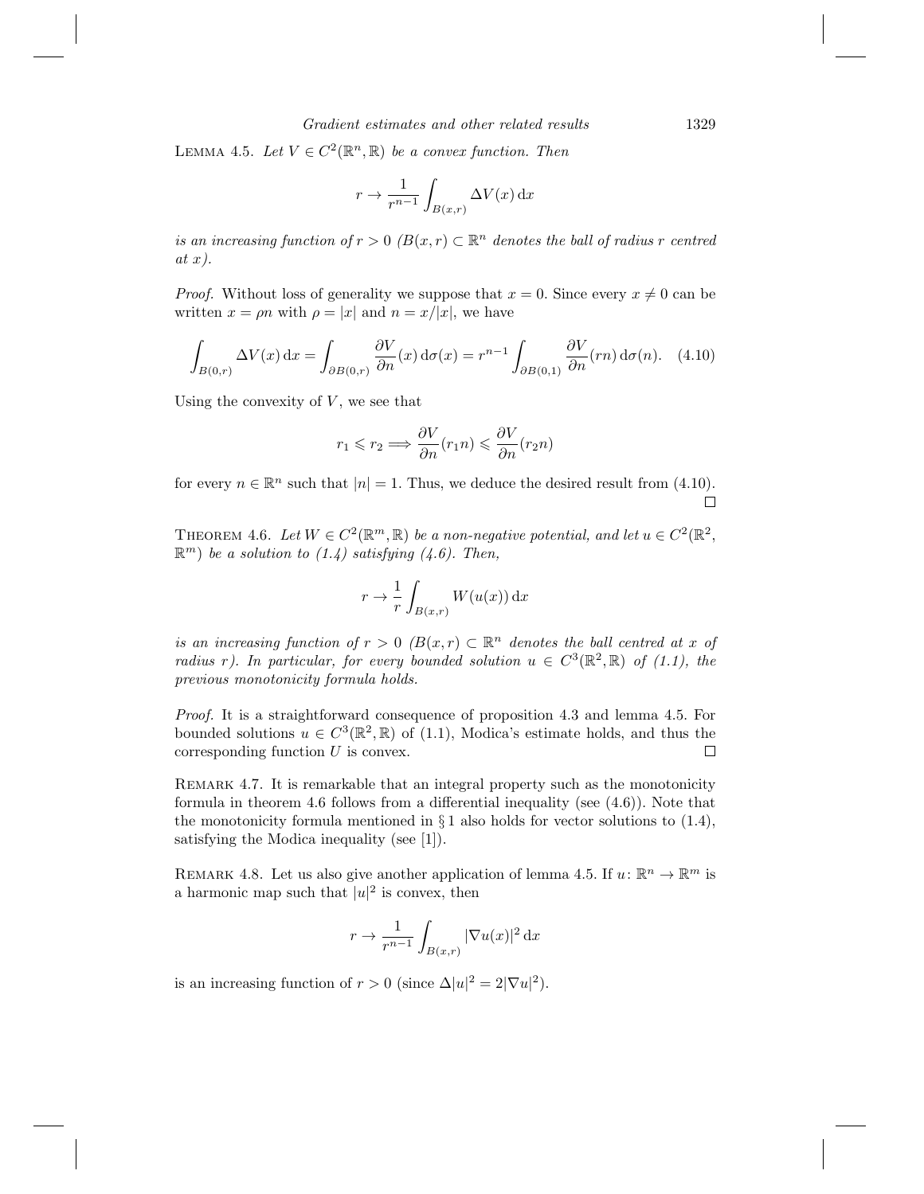LEMMA 4.5. *Let $V \in C^2(\mathbb{R}^n, \mathbb{R})$ be a convex function. Then*

$$r \to \frac{1}{r^{n-1}} \int_{B(x,r)} \Delta V(x)\,\mathrm{d}x$$

*is an increasing function of $r > 0$ ($B(x,r) \subset \mathbb{R}^n$ denotes the ball of radius $r$ centred at $x$).*

*Proof.* Without loss of generality we suppose that $x = 0$. Since every $x \neq 0$ can be written $x = \rho n$ with $\rho = |x|$ and $n = x/|x|$, we have

$$\int_{B(0,r)} \Delta V(x)\,\mathrm{d}x = \int_{\partial B(0,r)} \frac{\partial V}{\partial n}(x)\,\mathrm{d}\sigma(x) = r^{n-1} \int_{\partial B(0,1)} \frac{\partial V}{\partial n}(rn)\,\mathrm{d}\sigma(n). \quad (4.10)$$

Using the convexity of $V$, we see that

$$r_1 \leqslant r_2 \Longrightarrow \frac{\partial V}{\partial n}(r_1 n) \leqslant \frac{\partial V}{\partial n}(r_2 n)$$

for every $n \in \mathbb{R}^n$ such that $|n| = 1$. Thus, we deduce the desired result from (4.10). □

THEOREM 4.6. *Let $W \in C^2(\mathbb{R}^m, \mathbb{R})$ be a non-negative potential, and let $u \in C^2(\mathbb{R}^2, \mathbb{R}^m)$ be a solution to (1.4) satisfying (4.6). Then,*

$$r \to \frac{1}{r} \int_{B(x,r)} W(u(x))\,\mathrm{d}x$$

*is an increasing function of $r > 0$ ($B(x,r) \subset \mathbb{R}^n$ denotes the ball centred at $x$ of radius $r$). In particular, for every bounded solution $u \in C^3(\mathbb{R}^2, \mathbb{R})$ of (1.1), the previous monotonicity formula holds.*

*Proof.* It is a straightforward consequence of proposition 4.3 and lemma 4.5. For bounded solutions $u \in C^3(\mathbb{R}^2, \mathbb{R})$ of (1.1), Modica's estimate holds, and thus the corresponding function $U$ is convex. □

REMARK 4.7. It is remarkable that an integral property such as the monotonicity formula in theorem 4.6 follows from a differential inequality (see (4.6)). Note that the monotonicity formula mentioned in § 1 also holds for vector solutions to (1.4), satisfying the Modica inequality (see [1]).

REMARK 4.8. Let us also give another application of lemma 4.5. If $u\colon \mathbb{R}^n \to \mathbb{R}^m$ is a harmonic map such that $|u|^2$ is convex, then

$$r \to \frac{1}{r^{n-1}} \int_{B(x,r)} |\nabla u(x)|^2\,\mathrm{d}x$$

is an increasing function of $r > 0$ (since $\Delta|u|^2 = 2|\nabla u|^2$).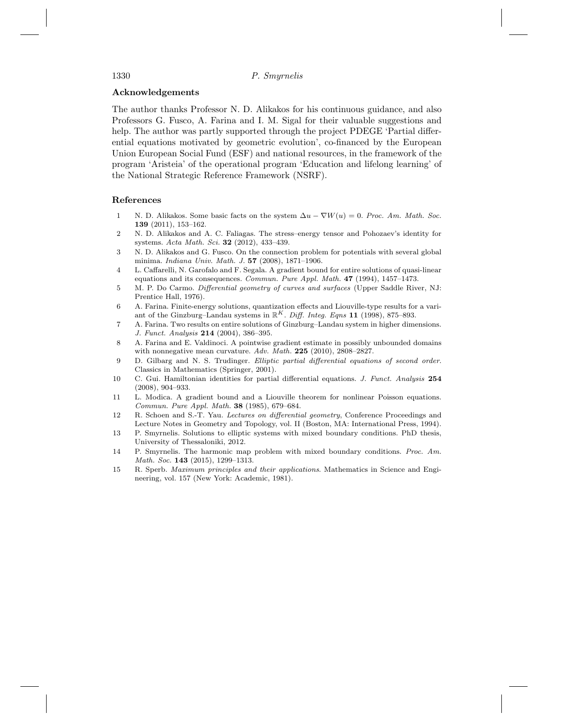## Acknowledgements

The author thanks Professor N. D. Alikakos for his continuous guidance, and also Professors G. Fusco, A. Farina and I. M. Sigal for their valuable suggestions and help. The author was partly supported through the project PDEGE 'Partial differential equations motivated by geometric evolution', co-financed by the European Union European Social Fund (ESF) and national resources, in the framework of the program 'Aristeia' of the operational program 'Education and lifelong learning' of the National Strategic Reference Framework (NSRF).

## References

1. N. D. Alikakos. Some basic facts on the system $\Delta u - \nabla W(u) = 0$. *Proc. Am. Math. Soc.* **139** (2011), 153–162.
2. N. D. Alikakos and A. C. Faliagas. The stress–energy tensor and Pohozaev's identity for systems. *Acta Math. Sci.* **32** (2012), 433–439.
3. N. D. Alikakos and G. Fusco. On the connection problem for potentials with several global minima. *Indiana Univ. Math. J.* **57** (2008), 1871–1906.
4. L. Caffarelli, N. Garofalo and F. Segala. A gradient bound for entire solutions of quasi-linear equations and its consequences. *Commun. Pure Appl. Math.* **47** (1994), 1457–1473.
5. M. P. Do Carmo. *Differential geometry of curves and surfaces* (Upper Saddle River, NJ: Prentice Hall, 1976).
6. A. Farina. Finite-energy solutions, quantization effects and Liouville-type results for a variant of the Ginzburg–Landau systems in $\mathbb{R}^K$. *Diff. Integ. Eqns* **11** (1998), 875–893.
7. A. Farina. Two results on entire solutions of Ginzburg–Landau system in higher dimensions. *J. Funct. Analysis* **214** (2004), 386–395.
8. A. Farina and E. Valdinoci. A pointwise gradient estimate in possibly unbounded domains with nonnegative mean curvature. *Adv. Math.* **225** (2010), 2808–2827.
9. D. Gilbarg and N. S. Trudinger. *Elliptic partial differential equations of second order.* Classics in Mathematics (Springer, 2001).
10. C. Gui. Hamiltonian identities for partial differential equations. *J. Funct. Analysis* **254** (2008), 904–933.
11. L. Modica. A gradient bound and a Liouville theorem for nonlinear Poisson equations. *Commun. Pure Appl. Math.* **38** (1985), 679–684.
12. R. Schoen and S.-T. Yau. *Lectures on differential geometry*, Conference Proceedings and Lecture Notes in Geometry and Topology, vol. II (Boston, MA: International Press, 1994).
13. P. Smyrnelis. Solutions to elliptic systems with mixed boundary conditions. PhD thesis, University of Thessaloniki, 2012.
14. P. Smyrnelis. The harmonic map problem with mixed boundary conditions. *Proc. Am. Math. Soc.* **143** (2015), 1299–1313.
15. R. Sperb. *Maximum principles and their applications*. Mathematics in Science and Engineering, vol. 157 (New York: Academic, 1981).